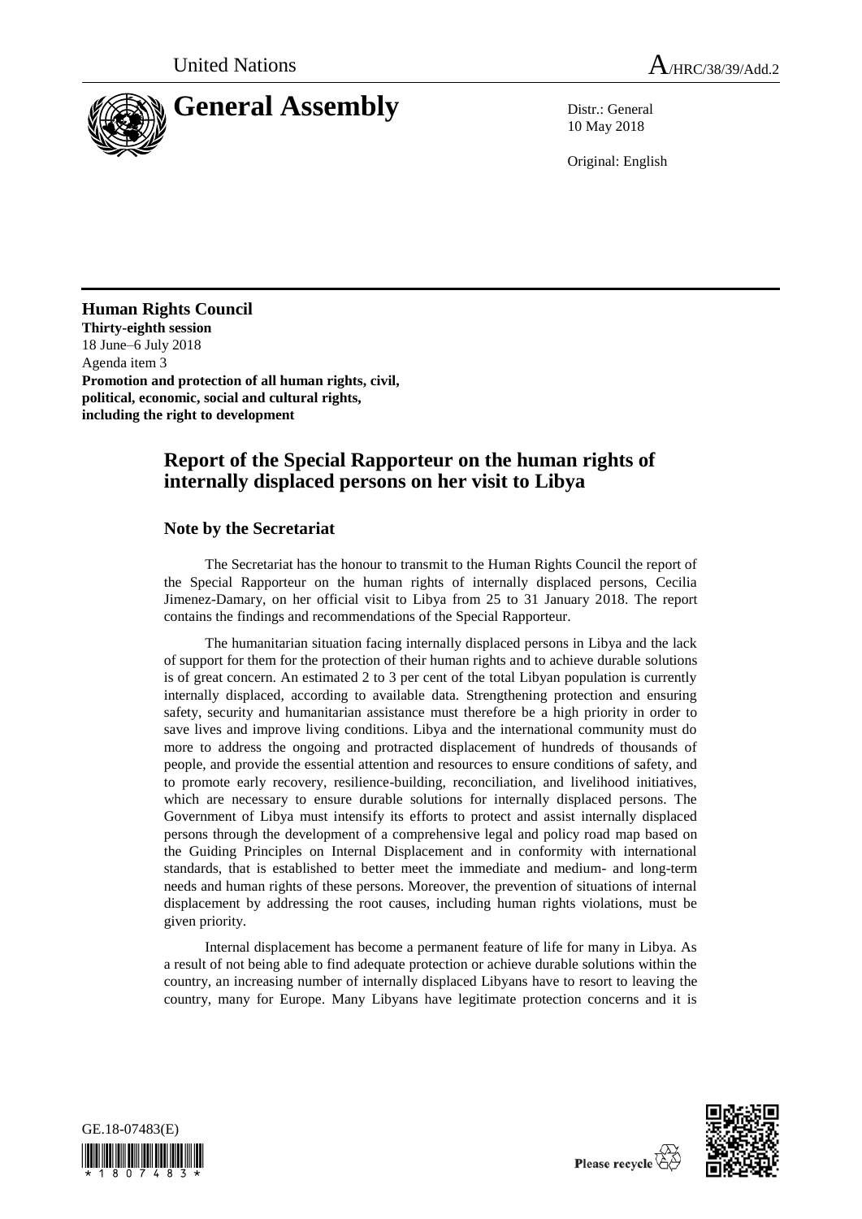United Nations A/HRC/38/39/Add.2

# General Assembly

Distr.: General
10 May 2018

Original: English

**Human Rights Council**
**Thirty-eighth session**
18 June–6 July 2018
Agenda item 3
**Promotion and protection of all human rights, civil, political, economic, social and cultural rights, including the right to development**

## Report of the Special Rapporteur on the human rights of internally displaced persons on her visit to Libya

### Note by the Secretariat

The Secretariat has the honour to transmit to the Human Rights Council the report of the Special Rapporteur on the human rights of internally displaced persons, Cecilia Jimenez-Damary, on her official visit to Libya from 25 to 31 January 2018. The report contains the findings and recommendations of the Special Rapporteur.

The humanitarian situation facing internally displaced persons in Libya and the lack of support for them for the protection of their human rights and to achieve durable solutions is of great concern. An estimated 2 to 3 per cent of the total Libyan population is currently internally displaced, according to available data. Strengthening protection and ensuring safety, security and humanitarian assistance must therefore be a high priority in order to save lives and improve living conditions. Libya and the international community must do more to address the ongoing and protracted displacement of hundreds of thousands of people, and provide the essential attention and resources to ensure conditions of safety, and to promote early recovery, resilience-building, reconciliation, and livelihood initiatives, which are necessary to ensure durable solutions for internally displaced persons. The Government of Libya must intensify its efforts to protect and assist internally displaced persons through the development of a comprehensive legal and policy road map based on the Guiding Principles on Internal Displacement and in conformity with international standards, that is established to better meet the immediate and medium- and long-term needs and human rights of these persons. Moreover, the prevention of situations of internal displacement by addressing the root causes, including human rights violations, must be given priority.

Internal displacement has become a permanent feature of life for many in Libya. As a result of not being able to find adequate protection or achieve durable solutions within the country, an increasing number of internally displaced Libyans have to resort to leaving the country, many for Europe. Many Libyans have legitimate protection concerns and it is

GE.18-07483(E)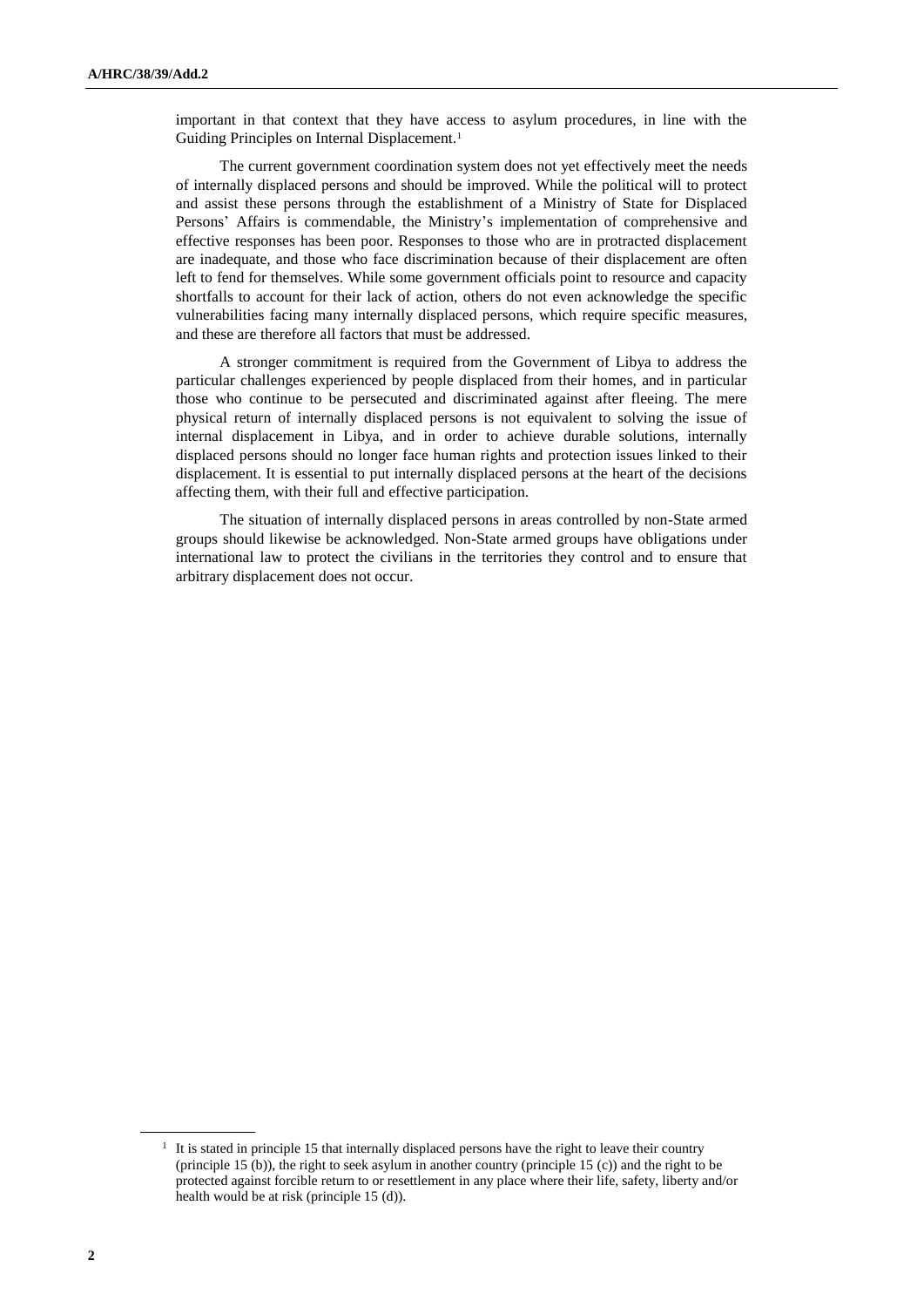important in that context that they have access to asylum procedures, in line with the Guiding Principles on Internal Displacement.[1]

The current government coordination system does not yet effectively meet the needs of internally displaced persons and should be improved. While the political will to protect and assist these persons through the establishment of a Ministry of State for Displaced Persons' Affairs is commendable, the Ministry's implementation of comprehensive and effective responses has been poor. Responses to those who are in protracted displacement are inadequate, and those who face discrimination because of their displacement are often left to fend for themselves. While some government officials point to resource and capacity shortfalls to account for their lack of action, others do not even acknowledge the specific vulnerabilities facing many internally displaced persons, which require specific measures, and these are therefore all factors that must be addressed.

A stronger commitment is required from the Government of Libya to address the particular challenges experienced by people displaced from their homes, and in particular those who continue to be persecuted and discriminated against after fleeing. The mere physical return of internally displaced persons is not equivalent to solving the issue of internal displacement in Libya, and in order to achieve durable solutions, internally displaced persons should no longer face human rights and protection issues linked to their displacement. It is essential to put internally displaced persons at the heart of the decisions affecting them, with their full and effective participation.

The situation of internally displaced persons in areas controlled by non-State armed groups should likewise be acknowledged. Non-State armed groups have obligations under international law to protect the civilians in the territories they control and to ensure that arbitrary displacement does not occur.

---

[1] It is stated in principle 15 that internally displaced persons have the right to leave their country (principle 15 (b)), the right to seek asylum in another country (principle 15 (c)) and the right to be protected against forcible return to or resettlement in any place where their life, safety, liberty and/or health would be at risk (principle 15 (d)).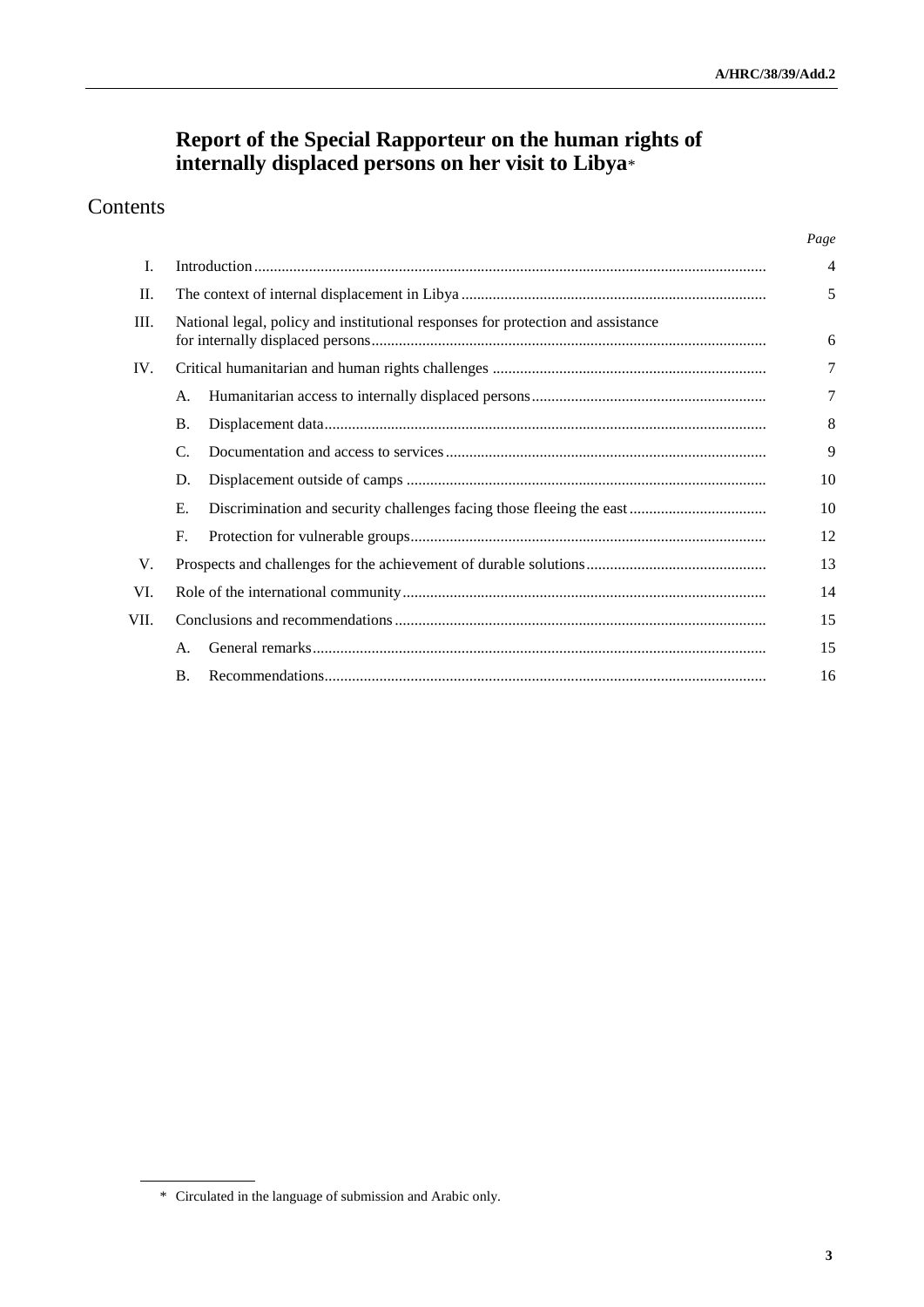# Report of the Special Rapporteur on the human rights of internally displaced persons on her visit to Libya*

## Contents

| | | Page |
|---|---|---|
| I. | Introduction | 4 |
| II. | The context of internal displacement in Libya | 5 |
| III. | National legal, policy and institutional responses for protection and assistance for internally displaced persons | 6 |
| IV. | Critical humanitarian and human rights challenges | 7 |
| | A. Humanitarian access to internally displaced persons | 7 |
| | B. Displacement data | 8 |
| | C. Documentation and access to services | 9 |
| | D. Displacement outside of camps | 10 |
| | E. Discrimination and security challenges facing those fleeing the east | 10 |
| | F. Protection for vulnerable groups | 12 |
| V. | Prospects and challenges for the achievement of durable solutions | 13 |
| VI. | Role of the international community | 14 |
| VII. | Conclusions and recommendations | 15 |
| | A. General remarks | 15 |
| | B. Recommendations | 16 |

\* Circulated in the language of submission and Arabic only.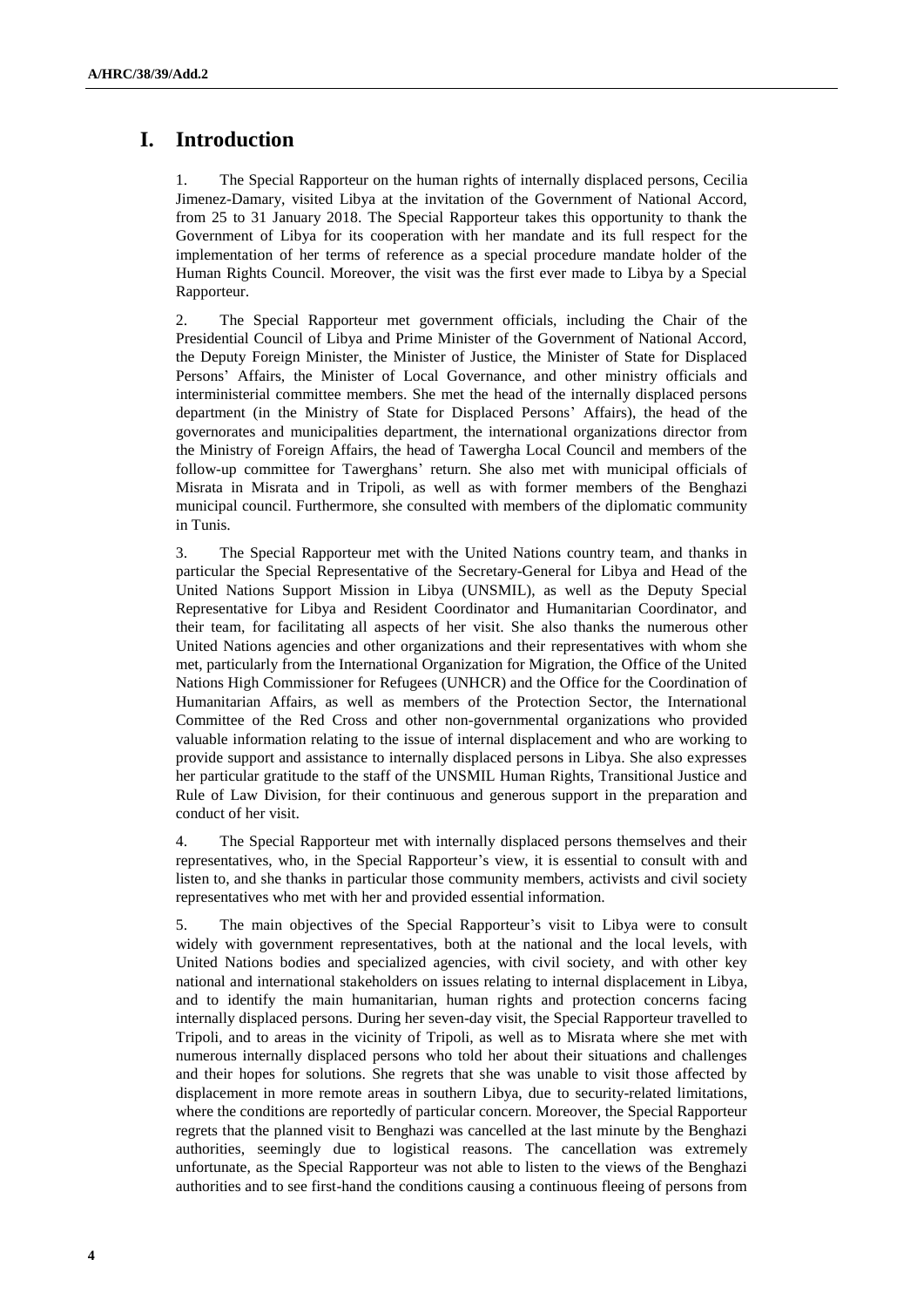# I. Introduction

1. The Special Rapporteur on the human rights of internally displaced persons, Cecilia Jimenez-Damary, visited Libya at the invitation of the Government of National Accord, from 25 to 31 January 2018. The Special Rapporteur takes this opportunity to thank the Government of Libya for its cooperation with her mandate and its full respect for the implementation of her terms of reference as a special procedure mandate holder of the Human Rights Council. Moreover, the visit was the first ever made to Libya by a Special Rapporteur.

2. The Special Rapporteur met government officials, including the Chair of the Presidential Council of Libya and Prime Minister of the Government of National Accord, the Deputy Foreign Minister, the Minister of Justice, the Minister of State for Displaced Persons' Affairs, the Minister of Local Governance, and other ministry officials and interministerial committee members. She met the head of the internally displaced persons department (in the Ministry of State for Displaced Persons' Affairs), the head of the governorates and municipalities department, the international organizations director from the Ministry of Foreign Affairs, the head of Tawergha Local Council and members of the follow-up committee for Tawerghans' return. She also met with municipal officials of Misrata in Misrata and in Tripoli, as well as with former members of the Benghazi municipal council. Furthermore, she consulted with members of the diplomatic community in Tunis.

3. The Special Rapporteur met with the United Nations country team, and thanks in particular the Special Representative of the Secretary-General for Libya and Head of the United Nations Support Mission in Libya (UNSMIL), as well as the Deputy Special Representative for Libya and Resident Coordinator and Humanitarian Coordinator, and their team, for facilitating all aspects of her visit. She also thanks the numerous other United Nations agencies and other organizations and their representatives with whom she met, particularly from the International Organization for Migration, the Office of the United Nations High Commissioner for Refugees (UNHCR) and the Office for the Coordination of Humanitarian Affairs, as well as members of the Protection Sector, the International Committee of the Red Cross and other non-governmental organizations who provided valuable information relating to the issue of internal displacement and who are working to provide support and assistance to internally displaced persons in Libya. She also expresses her particular gratitude to the staff of the UNSMIL Human Rights, Transitional Justice and Rule of Law Division, for their continuous and generous support in the preparation and conduct of her visit.

4. The Special Rapporteur met with internally displaced persons themselves and their representatives, who, in the Special Rapporteur's view, it is essential to consult with and listen to, and she thanks in particular those community members, activists and civil society representatives who met with her and provided essential information.

5. The main objectives of the Special Rapporteur's visit to Libya were to consult widely with government representatives, both at the national and the local levels, with United Nations bodies and specialized agencies, with civil society, and with other key national and international stakeholders on issues relating to internal displacement in Libya, and to identify the main humanitarian, human rights and protection concerns facing internally displaced persons. During her seven-day visit, the Special Rapporteur travelled to Tripoli, and to areas in the vicinity of Tripoli, as well as to Misrata where she met with numerous internally displaced persons who told her about their situations and challenges and their hopes for solutions. She regrets that she was unable to visit those affected by displacement in more remote areas in southern Libya, due to security-related limitations, where the conditions are reportedly of particular concern. Moreover, the Special Rapporteur regrets that the planned visit to Benghazi was cancelled at the last minute by the Benghazi authorities, seemingly due to logistical reasons. The cancellation was extremely unfortunate, as the Special Rapporteur was not able to listen to the views of the Benghazi authorities and to see first-hand the conditions causing a continuous fleeing of persons from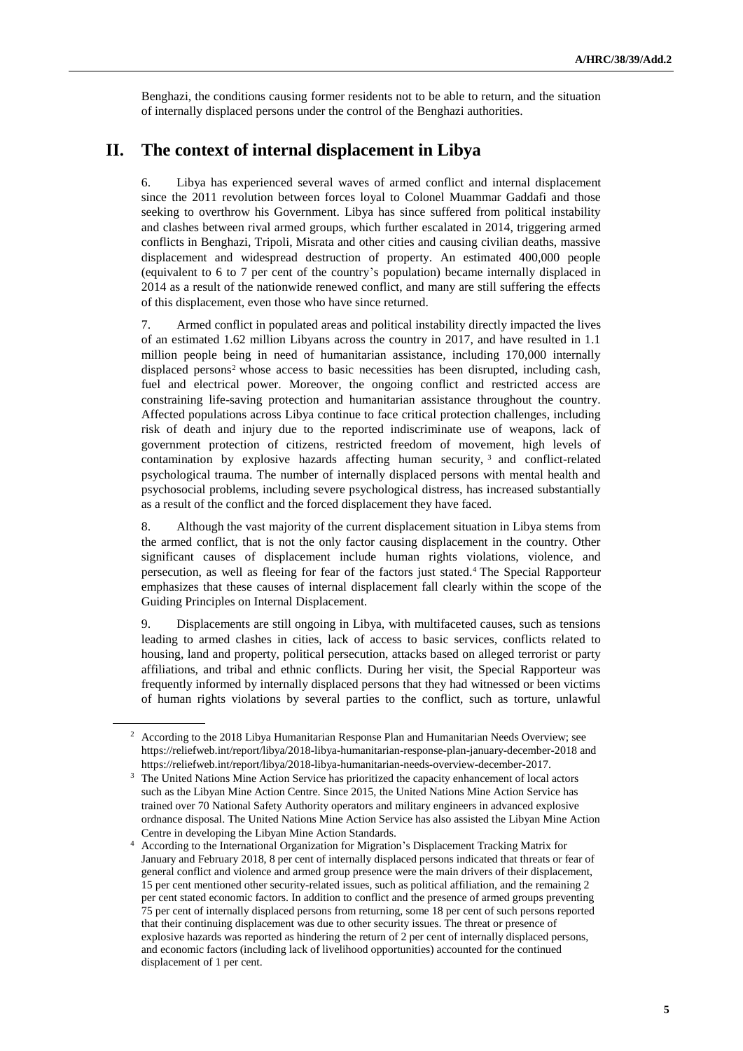Benghazi, the conditions causing former residents not to be able to return, and the situation of internally displaced persons under the control of the Benghazi authorities.

# II. The context of internal displacement in Libya

6. Libya has experienced several waves of armed conflict and internal displacement since the 2011 revolution between forces loyal to Colonel Muammar Gaddafi and those seeking to overthrow his Government. Libya has since suffered from political instability and clashes between rival armed groups, which further escalated in 2014, triggering armed conflicts in Benghazi, Tripoli, Misrata and other cities and causing civilian deaths, massive displacement and widespread destruction of property. An estimated 400,000 people (equivalent to 6 to 7 per cent of the country's population) became internally displaced in 2014 as a result of the nationwide renewed conflict, and many are still suffering the effects of this displacement, even those who have since returned.

7. Armed conflict in populated areas and political instability directly impacted the lives of an estimated 1.62 million Libyans across the country in 2017, and have resulted in 1.1 million people being in need of humanitarian assistance, including 170,000 internally displaced persons[2] whose access to basic necessities has been disrupted, including cash, fuel and electrical power. Moreover, the ongoing conflict and restricted access are constraining life-saving protection and humanitarian assistance throughout the country. Affected populations across Libya continue to face critical protection challenges, including risk of death and injury due to the reported indiscriminate use of weapons, lack of government protection of citizens, restricted freedom of movement, high levels of contamination by explosive hazards affecting human security,[3] and conflict-related psychological trauma. The number of internally displaced persons with mental health and psychosocial problems, including severe psychological distress, has increased substantially as a result of the conflict and the forced displacement they have faced.

8. Although the vast majority of the current displacement situation in Libya stems from the armed conflict, that is not the only factor causing displacement in the country. Other significant causes of displacement include human rights violations, violence, and persecution, as well as fleeing for fear of the factors just stated.[4] The Special Rapporteur emphasizes that these causes of internal displacement fall clearly within the scope of the Guiding Principles on Internal Displacement.

9. Displacements are still ongoing in Libya, with multifaceted causes, such as tensions leading to armed clashes in cities, lack of access to basic services, conflicts related to housing, land and property, political persecution, attacks based on alleged terrorist or party affiliations, and tribal and ethnic conflicts. During her visit, the Special Rapporteur was frequently informed by internally displaced persons that they had witnessed or been victims of human rights violations by several parties to the conflict, such as torture, unlawful

---

[2] According to the 2018 Libya Humanitarian Response Plan and Humanitarian Needs Overview; see https://reliefweb.int/report/libya/2018-libya-humanitarian-response-plan-january-december-2018 and https://reliefweb.int/report/libya/2018-libya-humanitarian-needs-overview-december-2017.

[3] The United Nations Mine Action Service has prioritized the capacity enhancement of local actors such as the Libyan Mine Action Centre. Since 2015, the United Nations Mine Action Service has trained over 70 National Safety Authority operators and military engineers in advanced explosive ordnance disposal. The United Nations Mine Action Service has also assisted the Libyan Mine Action Centre in developing the Libyan Mine Action Standards.

[4] According to the International Organization for Migration's Displacement Tracking Matrix for January and February 2018, 8 per cent of internally displaced persons indicated that threats or fear of general conflict and violence and armed group presence were the main drivers of their displacement, 15 per cent mentioned other security-related issues, such as political affiliation, and the remaining 2 per cent stated economic factors. In addition to conflict and the presence of armed groups preventing 75 per cent of internally displaced persons from returning, some 18 per cent of such persons reported that their continuing displacement was due to other security issues. The threat or presence of explosive hazards was reported as hindering the return of 2 per cent of internally displaced persons, and economic factors (including lack of livelihood opportunities) accounted for the continued displacement of 1 per cent.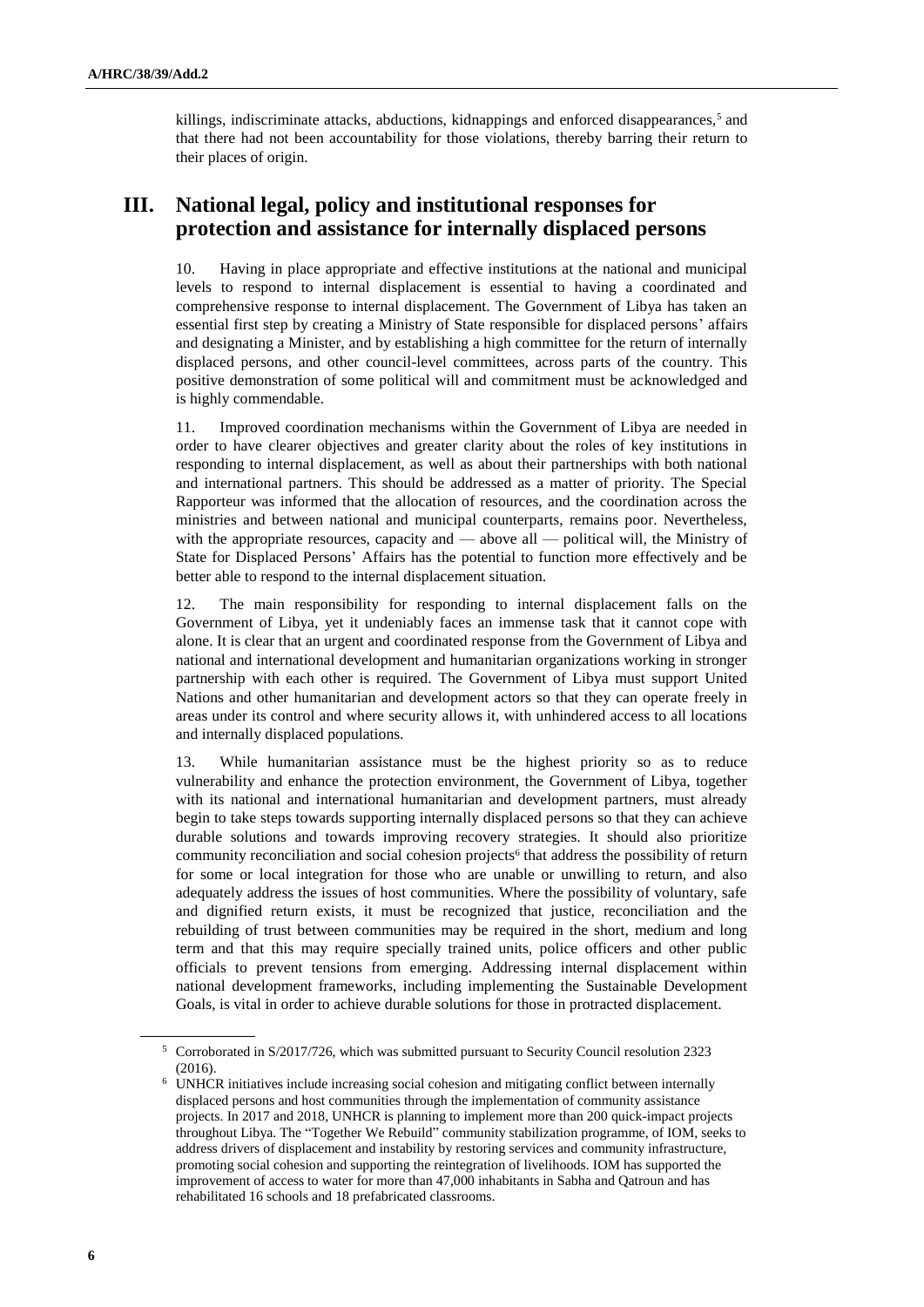killings, indiscriminate attacks, abductions, kidnappings and enforced disappearances,[5] and that there had not been accountability for those violations, thereby barring their return to their places of origin.

## III. National legal, policy and institutional responses for protection and assistance for internally displaced persons

10. Having in place appropriate and effective institutions at the national and municipal levels to respond to internal displacement is essential to having a coordinated and comprehensive response to internal displacement. The Government of Libya has taken an essential first step by creating a Ministry of State responsible for displaced persons' affairs and designating a Minister, and by establishing a high committee for the return of internally displaced persons, and other council-level committees, across parts of the country. This positive demonstration of some political will and commitment must be acknowledged and is highly commendable.

11. Improved coordination mechanisms within the Government of Libya are needed in order to have clearer objectives and greater clarity about the roles of key institutions in responding to internal displacement, as well as about their partnerships with both national and international partners. This should be addressed as a matter of priority. The Special Rapporteur was informed that the allocation of resources, and the coordination across the ministries and between national and municipal counterparts, remains poor. Nevertheless, with the appropriate resources, capacity and — above all — political will, the Ministry of State for Displaced Persons' Affairs has the potential to function more effectively and be better able to respond to the internal displacement situation.

12. The main responsibility for responding to internal displacement falls on the Government of Libya, yet it undeniably faces an immense task that it cannot cope with alone. It is clear that an urgent and coordinated response from the Government of Libya and national and international development and humanitarian organizations working in stronger partnership with each other is required. The Government of Libya must support United Nations and other humanitarian and development actors so that they can operate freely in areas under its control and where security allows it, with unhindered access to all locations and internally displaced populations.

13. While humanitarian assistance must be the highest priority so as to reduce vulnerability and enhance the protection environment, the Government of Libya, together with its national and international humanitarian and development partners, must already begin to take steps towards supporting internally displaced persons so that they can achieve durable solutions and towards improving recovery strategies. It should also prioritize community reconciliation and social cohesion projects[6] that address the possibility of return for some or local integration for those who are unable or unwilling to return, and also adequately address the issues of host communities. Where the possibility of voluntary, safe and dignified return exists, it must be recognized that justice, reconciliation and the rebuilding of trust between communities may be required in the short, medium and long term and that this may require specially trained units, police officers and other public officials to prevent tensions from emerging. Addressing internal displacement within national development frameworks, including implementing the Sustainable Development Goals, is vital in order to achieve durable solutions for those in protracted displacement.

---

[5] Corroborated in S/2017/726, which was submitted pursuant to Security Council resolution 2323 (2016).

[6] UNHCR initiatives include increasing social cohesion and mitigating conflict between internally displaced persons and host communities through the implementation of community assistance projects. In 2017 and 2018, UNHCR is planning to implement more than 200 quick-impact projects throughout Libya. The "Together We Rebuild" community stabilization programme, of IOM, seeks to address drivers of displacement and instability by restoring services and community infrastructure, promoting social cohesion and supporting the reintegration of livelihoods. IOM has supported the improvement of access to water for more than 47,000 inhabitants in Sabha and Qatroun and has rehabilitated 16 schools and 18 prefabricated classrooms.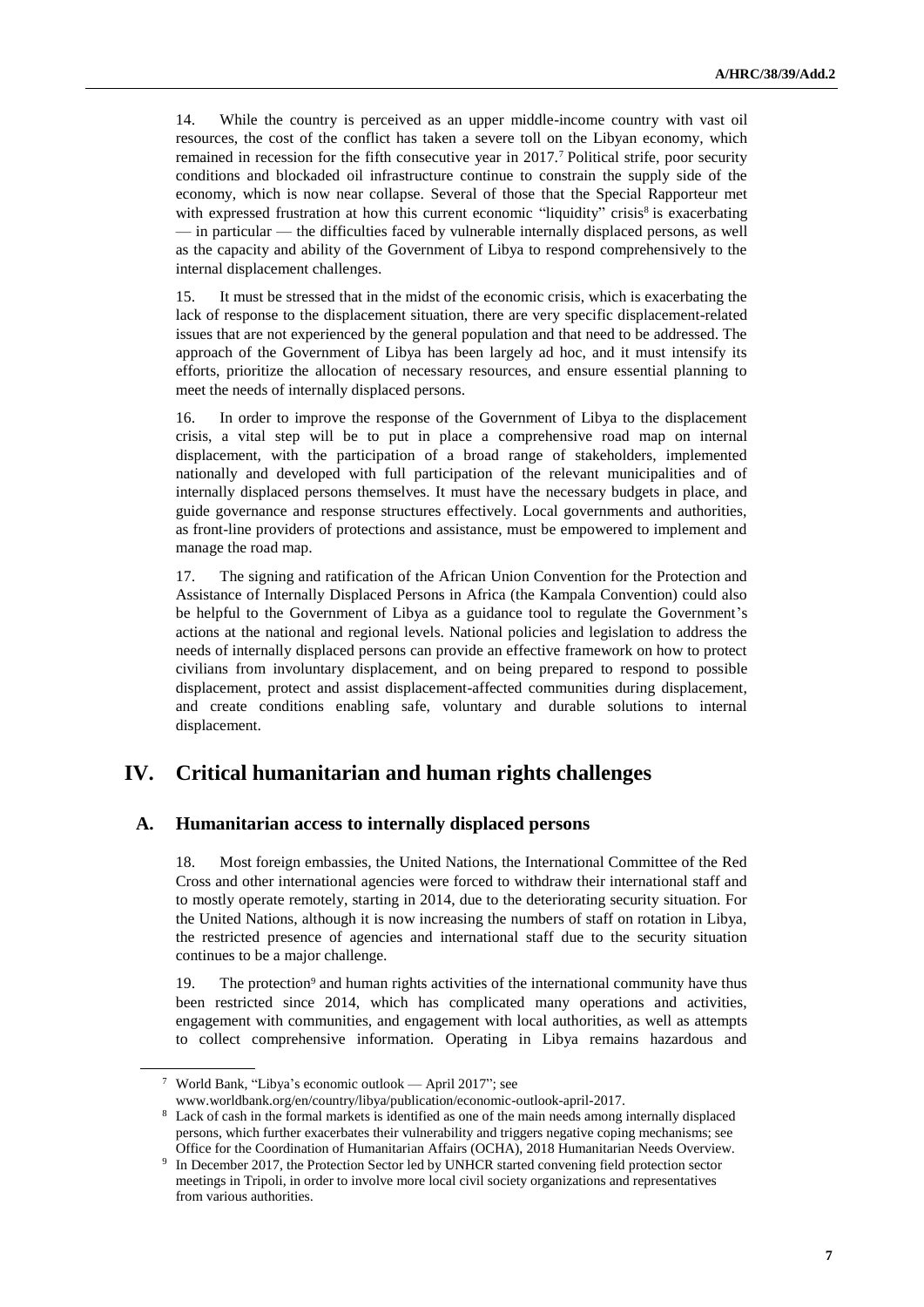14. While the country is perceived as an upper middle-income country with vast oil resources, the cost of the conflict has taken a severe toll on the Libyan economy, which remained in recession for the fifth consecutive year in 2017.[7] Political strife, poor security conditions and blockaded oil infrastructure continue to constrain the supply side of the economy, which is now near collapse. Several of those that the Special Rapporteur met with expressed frustration at how this current economic "liquidity" crisis[8] is exacerbating — in particular — the difficulties faced by vulnerable internally displaced persons, as well as the capacity and ability of the Government of Libya to respond comprehensively to the internal displacement challenges.

15. It must be stressed that in the midst of the economic crisis, which is exacerbating the lack of response to the displacement situation, there are very specific displacement-related issues that are not experienced by the general population and that need to be addressed. The approach of the Government of Libya has been largely ad hoc, and it must intensify its efforts, prioritize the allocation of necessary resources, and ensure essential planning to meet the needs of internally displaced persons.

16. In order to improve the response of the Government of Libya to the displacement crisis, a vital step will be to put in place a comprehensive road map on internal displacement, with the participation of a broad range of stakeholders, implemented nationally and developed with full participation of the relevant municipalities and of internally displaced persons themselves. It must have the necessary budgets in place, and guide governance and response structures effectively. Local governments and authorities, as front-line providers of protections and assistance, must be empowered to implement and manage the road map.

17. The signing and ratification of the African Union Convention for the Protection and Assistance of Internally Displaced Persons in Africa (the Kampala Convention) could also be helpful to the Government of Libya as a guidance tool to regulate the Government's actions at the national and regional levels. National policies and legislation to address the needs of internally displaced persons can provide an effective framework on how to protect civilians from involuntary displacement, and on being prepared to respond to possible displacement, protect and assist displacement-affected communities during displacement, and create conditions enabling safe, voluntary and durable solutions to internal displacement.

# IV. Critical humanitarian and human rights challenges

## A. Humanitarian access to internally displaced persons

18. Most foreign embassies, the United Nations, the International Committee of the Red Cross and other international agencies were forced to withdraw their international staff and to mostly operate remotely, starting in 2014, due to the deteriorating security situation. For the United Nations, although it is now increasing the numbers of staff on rotation in Libya, the restricted presence of agencies and international staff due to the security situation continues to be a major challenge.

19. The protection[9] and human rights activities of the international community have thus been restricted since 2014, which has complicated many operations and activities, engagement with communities, and engagement with local authorities, as well as attempts to collect comprehensive information. Operating in Libya remains hazardous and

---

[7] World Bank, "Libya's economic outlook — April 2017"; see www.worldbank.org/en/country/libya/publication/economic-outlook-april-2017.

[8] Lack of cash in the formal markets is identified as one of the main needs among internally displaced persons, which further exacerbates their vulnerability and triggers negative coping mechanisms; see Office for the Coordination of Humanitarian Affairs (OCHA), 2018 Humanitarian Needs Overview.

[9] In December 2017, the Protection Sector led by UNHCR started convening field protection sector meetings in Tripoli, in order to involve more local civil society organizations and representatives from various authorities.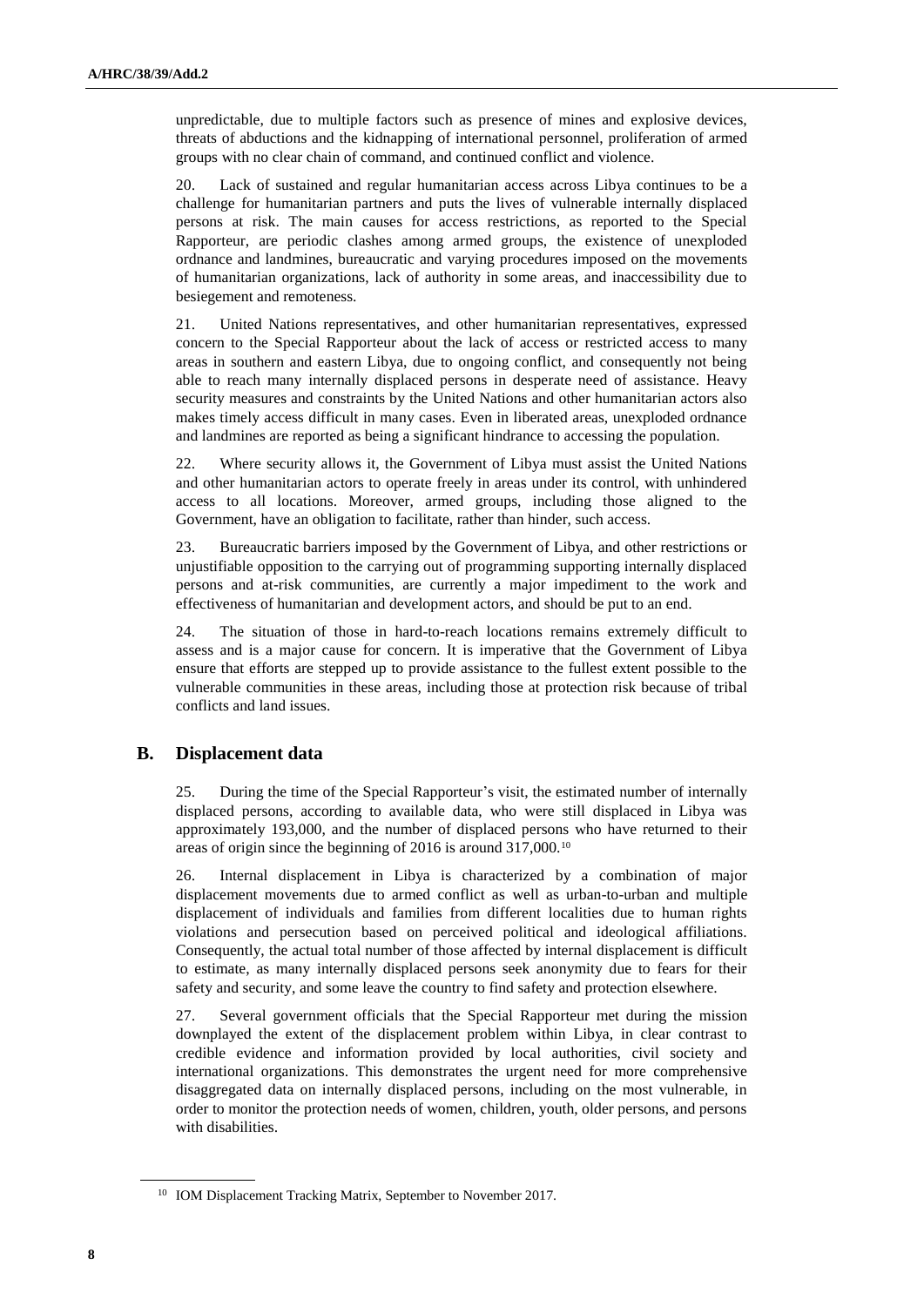unpredictable, due to multiple factors such as presence of mines and explosive devices, threats of abductions and the kidnapping of international personnel, proliferation of armed groups with no clear chain of command, and continued conflict and violence.

20. Lack of sustained and regular humanitarian access across Libya continues to be a challenge for humanitarian partners and puts the lives of vulnerable internally displaced persons at risk. The main causes for access restrictions, as reported to the Special Rapporteur, are periodic clashes among armed groups, the existence of unexploded ordnance and landmines, bureaucratic and varying procedures imposed on the movements of humanitarian organizations, lack of authority in some areas, and inaccessibility due to besiegement and remoteness.

21. United Nations representatives, and other humanitarian representatives, expressed concern to the Special Rapporteur about the lack of access or restricted access to many areas in southern and eastern Libya, due to ongoing conflict, and consequently not being able to reach many internally displaced persons in desperate need of assistance. Heavy security measures and constraints by the United Nations and other humanitarian actors also makes timely access difficult in many cases. Even in liberated areas, unexploded ordnance and landmines are reported as being a significant hindrance to accessing the population.

22. Where security allows it, the Government of Libya must assist the United Nations and other humanitarian actors to operate freely in areas under its control, with unhindered access to all locations. Moreover, armed groups, including those aligned to the Government, have an obligation to facilitate, rather than hinder, such access.

23. Bureaucratic barriers imposed by the Government of Libya, and other restrictions or unjustifiable opposition to the carrying out of programming supporting internally displaced persons and at-risk communities, are currently a major impediment to the work and effectiveness of humanitarian and development actors, and should be put to an end.

24. The situation of those in hard-to-reach locations remains extremely difficult to assess and is a major cause for concern. It is imperative that the Government of Libya ensure that efforts are stepped up to provide assistance to the fullest extent possible to the vulnerable communities in these areas, including those at protection risk because of tribal conflicts and land issues.

## B. Displacement data

25. During the time of the Special Rapporteur's visit, the estimated number of internally displaced persons, according to available data, who were still displaced in Libya was approximately 193,000, and the number of displaced persons who have returned to their areas of origin since the beginning of 2016 is around 317,000.[10]

26. Internal displacement in Libya is characterized by a combination of major displacement movements due to armed conflict as well as urban-to-urban and multiple displacement of individuals and families from different localities due to human rights violations and persecution based on perceived political and ideological affiliations. Consequently, the actual total number of those affected by internal displacement is difficult to estimate, as many internally displaced persons seek anonymity due to fears for their safety and security, and some leave the country to find safety and protection elsewhere.

27. Several government officials that the Special Rapporteur met during the mission downplayed the extent of the displacement problem within Libya, in clear contrast to credible evidence and information provided by local authorities, civil society and international organizations. This demonstrates the urgent need for more comprehensive disaggregated data on internally displaced persons, including on the most vulnerable, in order to monitor the protection needs of women, children, youth, older persons, and persons with disabilities.

[10] IOM Displacement Tracking Matrix, September to November 2017.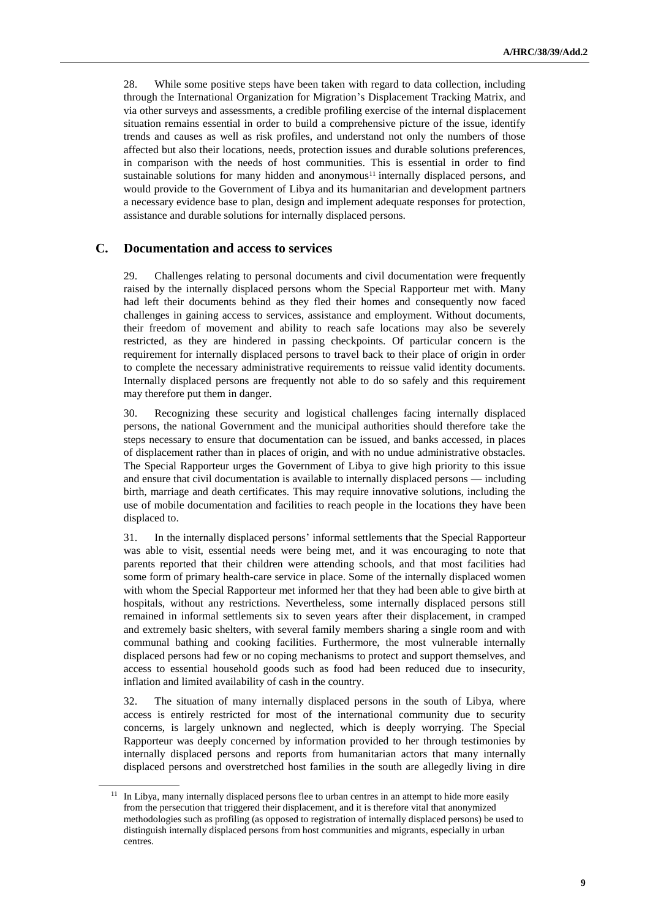28. While some positive steps have been taken with regard to data collection, including through the International Organization for Migration's Displacement Tracking Matrix, and via other surveys and assessments, a credible profiling exercise of the internal displacement situation remains essential in order to build a comprehensive picture of the issue, identify trends and causes as well as risk profiles, and understand not only the numbers of those affected but also their locations, needs, protection issues and durable solutions preferences, in comparison with the needs of host communities. This is essential in order to find sustainable solutions for many hidden and anonymous[11] internally displaced persons, and would provide to the Government of Libya and its humanitarian and development partners a necessary evidence base to plan, design and implement adequate responses for protection, assistance and durable solutions for internally displaced persons.

## C. Documentation and access to services

29. Challenges relating to personal documents and civil documentation were frequently raised by the internally displaced persons whom the Special Rapporteur met with. Many had left their documents behind as they fled their homes and consequently now faced challenges in gaining access to services, assistance and employment. Without documents, their freedom of movement and ability to reach safe locations may also be severely restricted, as they are hindered in passing checkpoints. Of particular concern is the requirement for internally displaced persons to travel back to their place of origin in order to complete the necessary administrative requirements to reissue valid identity documents. Internally displaced persons are frequently not able to do so safely and this requirement may therefore put them in danger.

30. Recognizing these security and logistical challenges facing internally displaced persons, the national Government and the municipal authorities should therefore take the steps necessary to ensure that documentation can be issued, and banks accessed, in places of displacement rather than in places of origin, and with no undue administrative obstacles. The Special Rapporteur urges the Government of Libya to give high priority to this issue and ensure that civil documentation is available to internally displaced persons — including birth, marriage and death certificates. This may require innovative solutions, including the use of mobile documentation and facilities to reach people in the locations they have been displaced to.

31. In the internally displaced persons' informal settlements that the Special Rapporteur was able to visit, essential needs were being met, and it was encouraging to note that parents reported that their children were attending schools, and that most facilities had some form of primary health-care service in place. Some of the internally displaced women with whom the Special Rapporteur met informed her that they had been able to give birth at hospitals, without any restrictions. Nevertheless, some internally displaced persons still remained in informal settlements six to seven years after their displacement, in cramped and extremely basic shelters, with several family members sharing a single room and with communal bathing and cooking facilities. Furthermore, the most vulnerable internally displaced persons had few or no coping mechanisms to protect and support themselves, and access to essential household goods such as food had been reduced due to insecurity, inflation and limited availability of cash in the country.

32. The situation of many internally displaced persons in the south of Libya, where access is entirely restricted for most of the international community due to security concerns, is largely unknown and neglected, which is deeply worrying. The Special Rapporteur was deeply concerned by information provided to her through testimonies by internally displaced persons and reports from humanitarian actors that many internally displaced persons and overstretched host families in the south are allegedly living in dire

[11] In Libya, many internally displaced persons flee to urban centres in an attempt to hide more easily from the persecution that triggered their displacement, and it is therefore vital that anonymized methodologies such as profiling (as opposed to registration of internally displaced persons) be used to distinguish internally displaced persons from host communities and migrants, especially in urban centres.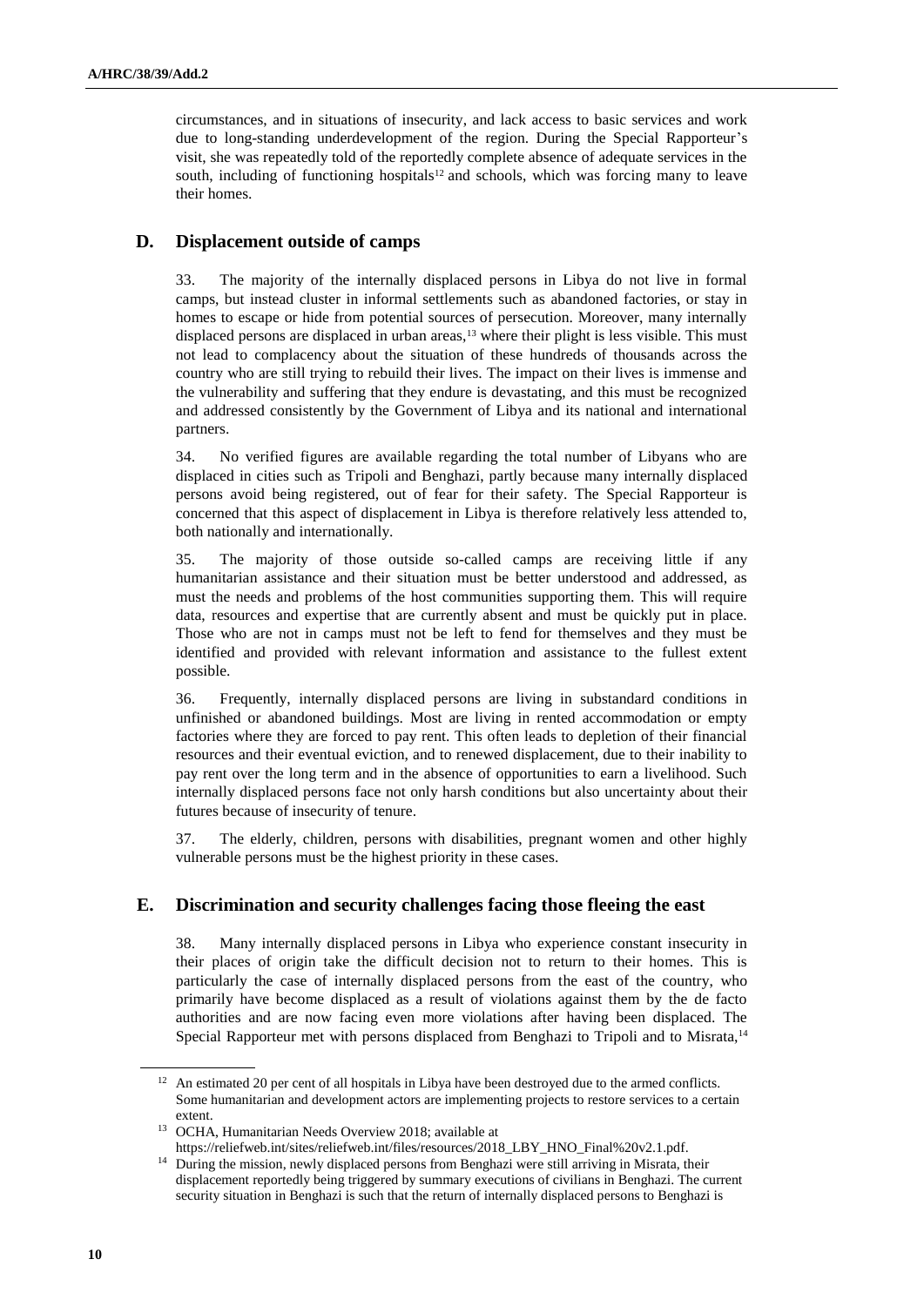circumstances, and in situations of insecurity, and lack access to basic services and work due to long-standing underdevelopment of the region. During the Special Rapporteur's visit, she was repeatedly told of the reportedly complete absence of adequate services in the south, including of functioning hospitals[12] and schools, which was forcing many to leave their homes.

## D. Displacement outside of camps

33. The majority of the internally displaced persons in Libya do not live in formal camps, but instead cluster in informal settlements such as abandoned factories, or stay in homes to escape or hide from potential sources of persecution. Moreover, many internally displaced persons are displaced in urban areas,[13] where their plight is less visible. This must not lead to complacency about the situation of these hundreds of thousands across the country who are still trying to rebuild their lives. The impact on their lives is immense and the vulnerability and suffering that they endure is devastating, and this must be recognized and addressed consistently by the Government of Libya and its national and international partners.

34. No verified figures are available regarding the total number of Libyans who are displaced in cities such as Tripoli and Benghazi, partly because many internally displaced persons avoid being registered, out of fear for their safety. The Special Rapporteur is concerned that this aspect of displacement in Libya is therefore relatively less attended to, both nationally and internationally.

35. The majority of those outside so-called camps are receiving little if any humanitarian assistance and their situation must be better understood and addressed, as must the needs and problems of the host communities supporting them. This will require data, resources and expertise that are currently absent and must be quickly put in place. Those who are not in camps must not be left to fend for themselves and they must be identified and provided with relevant information and assistance to the fullest extent possible.

36. Frequently, internally displaced persons are living in substandard conditions in unfinished or abandoned buildings. Most are living in rented accommodation or empty factories where they are forced to pay rent. This often leads to depletion of their financial resources and their eventual eviction, and to renewed displacement, due to their inability to pay rent over the long term and in the absence of opportunities to earn a livelihood. Such internally displaced persons face not only harsh conditions but also uncertainty about their futures because of insecurity of tenure.

37. The elderly, children, persons with disabilities, pregnant women and other highly vulnerable persons must be the highest priority in these cases.

## E. Discrimination and security challenges facing those fleeing the east

38. Many internally displaced persons in Libya who experience constant insecurity in their places of origin take the difficult decision not to return to their homes. This is particularly the case of internally displaced persons from the east of the country, who primarily have become displaced as a result of violations against them by the de facto authorities and are now facing even more violations after having been displaced. The Special Rapporteur met with persons displaced from Benghazi to Tripoli and to Misrata,[14]

---

[12] An estimated 20 per cent of all hospitals in Libya have been destroyed due to the armed conflicts. Some humanitarian and development actors are implementing projects to restore services to a certain extent.

[13] OCHA, Humanitarian Needs Overview 2018; available at https://reliefweb.int/sites/reliefweb.int/files/resources/2018_LBY_HNO_Final%20v2.1.pdf.

[14] During the mission, newly displaced persons from Benghazi were still arriving in Misrata, their displacement reportedly being triggered by summary executions of civilians in Benghazi. The current security situation in Benghazi is such that the return of internally displaced persons to Benghazi is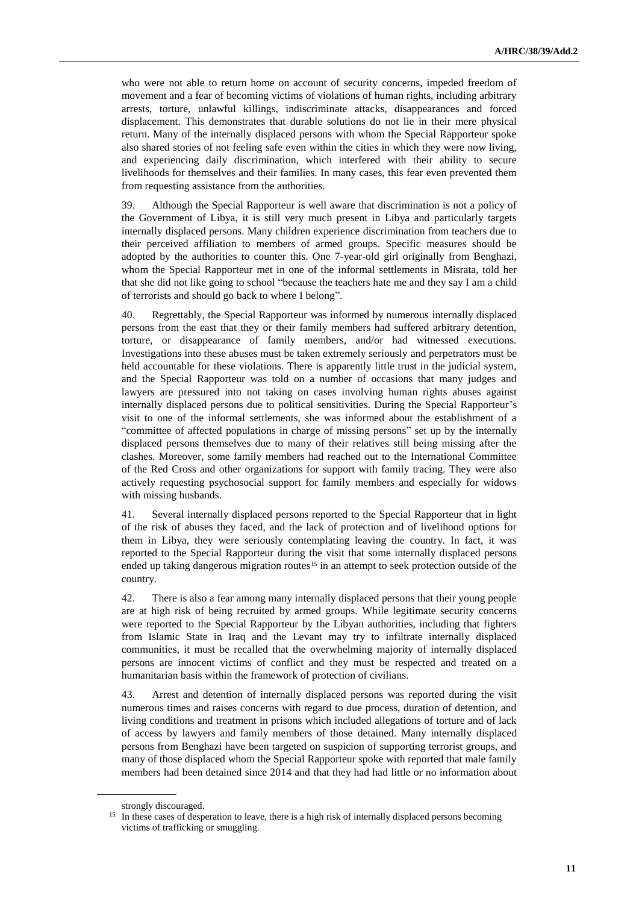who were not able to return home on account of security concerns, impeded freedom of movement and a fear of becoming victims of violations of human rights, including arbitrary arrests, torture, unlawful killings, indiscriminate attacks, disappearances and forced displacement. This demonstrates that durable solutions do not lie in their mere physical return. Many of the internally displaced persons with whom the Special Rapporteur spoke also shared stories of not feeling safe even within the cities in which they were now living, and experiencing daily discrimination, which interfered with their ability to secure livelihoods for themselves and their families. In many cases, this fear even prevented them from requesting assistance from the authorities.

39. Although the Special Rapporteur is well aware that discrimination is not a policy of the Government of Libya, it is still very much present in Libya and particularly targets internally displaced persons. Many children experience discrimination from teachers due to their perceived affiliation to members of armed groups. Specific measures should be adopted by the authorities to counter this. One 7-year-old girl originally from Benghazi, whom the Special Rapporteur met in one of the informal settlements in Misrata, told her that she did not like going to school "because the teachers hate me and they say I am a child of terrorists and should go back to where I belong".

40. Regrettably, the Special Rapporteur was informed by numerous internally displaced persons from the east that they or their family members had suffered arbitrary detention, torture, or disappearance of family members, and/or had witnessed executions. Investigations into these abuses must be taken extremely seriously and perpetrators must be held accountable for these violations. There is apparently little trust in the judicial system, and the Special Rapporteur was told on a number of occasions that many judges and lawyers are pressured into not taking on cases involving human rights abuses against internally displaced persons due to political sensitivities. During the Special Rapporteur's visit to one of the informal settlements, she was informed about the establishment of a "committee of affected populations in charge of missing persons" set up by the internally displaced persons themselves due to many of their relatives still being missing after the clashes. Moreover, some family members had reached out to the International Committee of the Red Cross and other organizations for support with family tracing. They were also actively requesting psychosocial support for family members and especially for widows with missing husbands.

41. Several internally displaced persons reported to the Special Rapporteur that in light of the risk of abuses they faced, and the lack of protection and of livelihood options for them in Libya, they were seriously contemplating leaving the country. In fact, it was reported to the Special Rapporteur during the visit that some internally displaced persons ended up taking dangerous migration routes[15] in an attempt to seek protection outside of the country.

42. There is also a fear among many internally displaced persons that their young people are at high risk of being recruited by armed groups. While legitimate security concerns were reported to the Special Rapporteur by the Libyan authorities, including that fighters from Islamic State in Iraq and the Levant may try to infiltrate internally displaced communities, it must be recalled that the overwhelming majority of internally displaced persons are innocent victims of conflict and they must be respected and treated on a humanitarian basis within the framework of protection of civilians.

43. Arrest and detention of internally displaced persons was reported during the visit numerous times and raises concerns with regard to due process, duration of detention, and living conditions and treatment in prisons which included allegations of torture and of lack of access by lawyers and family members of those detained. Many internally displaced persons from Benghazi have been targeted on suspicion of supporting terrorist groups, and many of those displaced whom the Special Rapporteur spoke with reported that male family members had been detained since 2014 and that they had had little or no information about

strongly discouraged.

[15] In these cases of desperation to leave, there is a high risk of internally displaced persons becoming victims of trafficking or smuggling.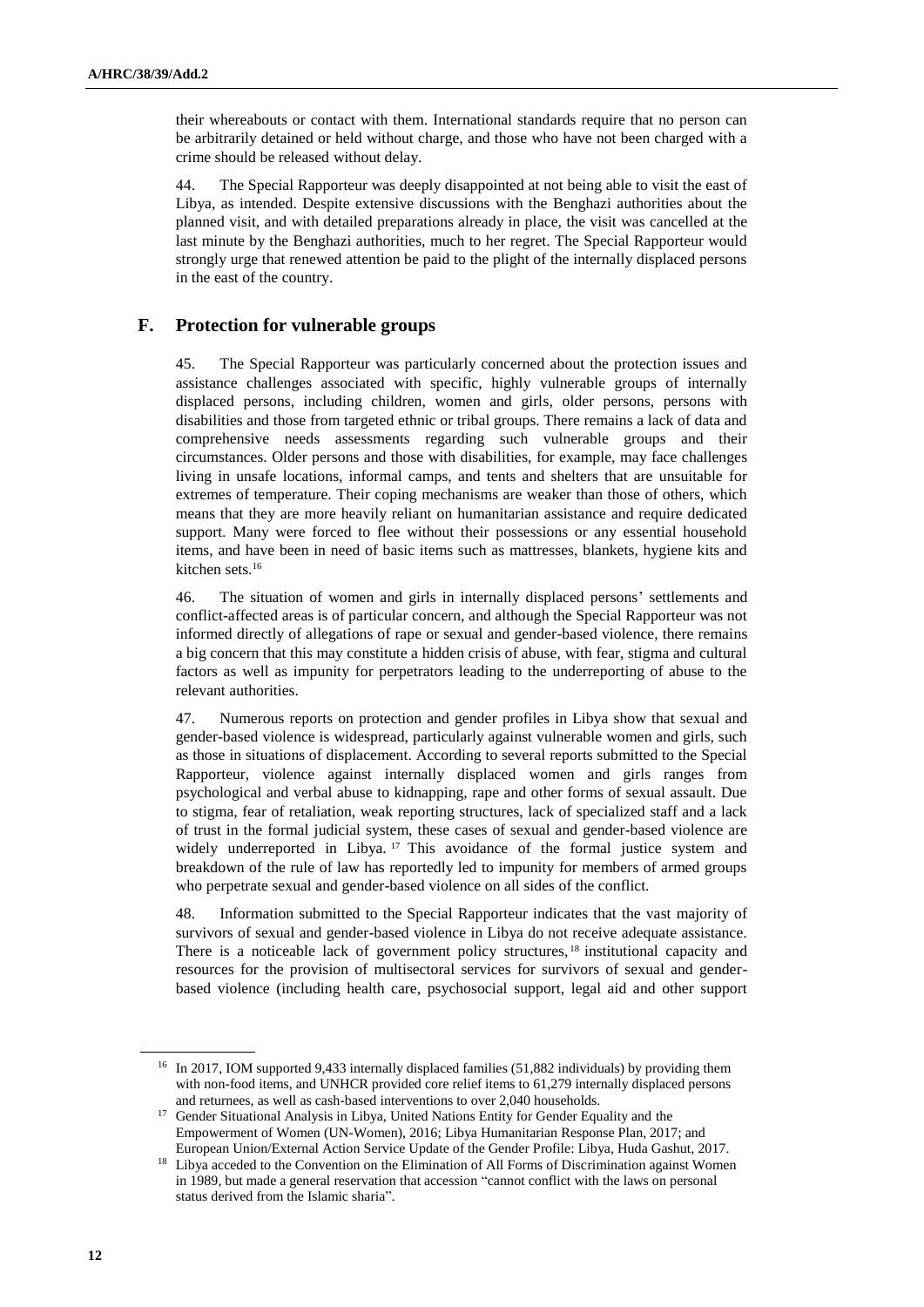their whereabouts or contact with them. International standards require that no person can be arbitrarily detained or held without charge, and those who have not been charged with a crime should be released without delay.

44. The Special Rapporteur was deeply disappointed at not being able to visit the east of Libya, as intended. Despite extensive discussions with the Benghazi authorities about the planned visit, and with detailed preparations already in place, the visit was cancelled at the last minute by the Benghazi authorities, much to her regret. The Special Rapporteur would strongly urge that renewed attention be paid to the plight of the internally displaced persons in the east of the country.

## F. Protection for vulnerable groups

45. The Special Rapporteur was particularly concerned about the protection issues and assistance challenges associated with specific, highly vulnerable groups of internally displaced persons, including children, women and girls, older persons, persons with disabilities and those from targeted ethnic or tribal groups. There remains a lack of data and comprehensive needs assessments regarding such vulnerable groups and their circumstances. Older persons and those with disabilities, for example, may face challenges living in unsafe locations, informal camps, and tents and shelters that are unsuitable for extremes of temperature. Their coping mechanisms are weaker than those of others, which means that they are more heavily reliant on humanitarian assistance and require dedicated support. Many were forced to flee without their possessions or any essential household items, and have been in need of basic items such as mattresses, blankets, hygiene kits and kitchen sets.[16]

46. The situation of women and girls in internally displaced persons' settlements and conflict-affected areas is of particular concern, and although the Special Rapporteur was not informed directly of allegations of rape or sexual and gender-based violence, there remains a big concern that this may constitute a hidden crisis of abuse, with fear, stigma and cultural factors as well as impunity for perpetrators leading to the underreporting of abuse to the relevant authorities.

47. Numerous reports on protection and gender profiles in Libya show that sexual and gender-based violence is widespread, particularly against vulnerable women and girls, such as those in situations of displacement. According to several reports submitted to the Special Rapporteur, violence against internally displaced women and girls ranges from psychological and verbal abuse to kidnapping, rape and other forms of sexual assault. Due to stigma, fear of retaliation, weak reporting structures, lack of specialized staff and a lack of trust in the formal judicial system, these cases of sexual and gender-based violence are widely underreported in Libya.[17] This avoidance of the formal justice system and breakdown of the rule of law has reportedly led to impunity for members of armed groups who perpetrate sexual and gender-based violence on all sides of the conflict.

48. Information submitted to the Special Rapporteur indicates that the vast majority of survivors of sexual and gender-based violence in Libya do not receive adequate assistance. There is a noticeable lack of government policy structures,[18] institutional capacity and resources for the provision of multisectoral services for survivors of sexual and gender-based violence (including health care, psychosocial support, legal aid and other support

---

[16] In 2017, IOM supported 9,433 internally displaced families (51,882 individuals) by providing them with non-food items, as well as UNHCR provided core relief items to 61,279 internally displaced persons and returnees, as well as cash-based interventions to over 2,040 households.

[17] Gender Situational Analysis in Libya, United Nations Entity for Gender Equality and the Empowerment of Women (UN-Women), 2016; Libya Humanitarian Response Plan, 2017; and European Union/External Action Service Update of the Gender Profile: Libya, Huda Gashut, 2017.

[18] Libya acceded to the Convention on the Elimination of All Forms of Discrimination against Women in 1989, but made a general reservation that accession "cannot conflict with the laws on personal status derived from the Islamic sharia".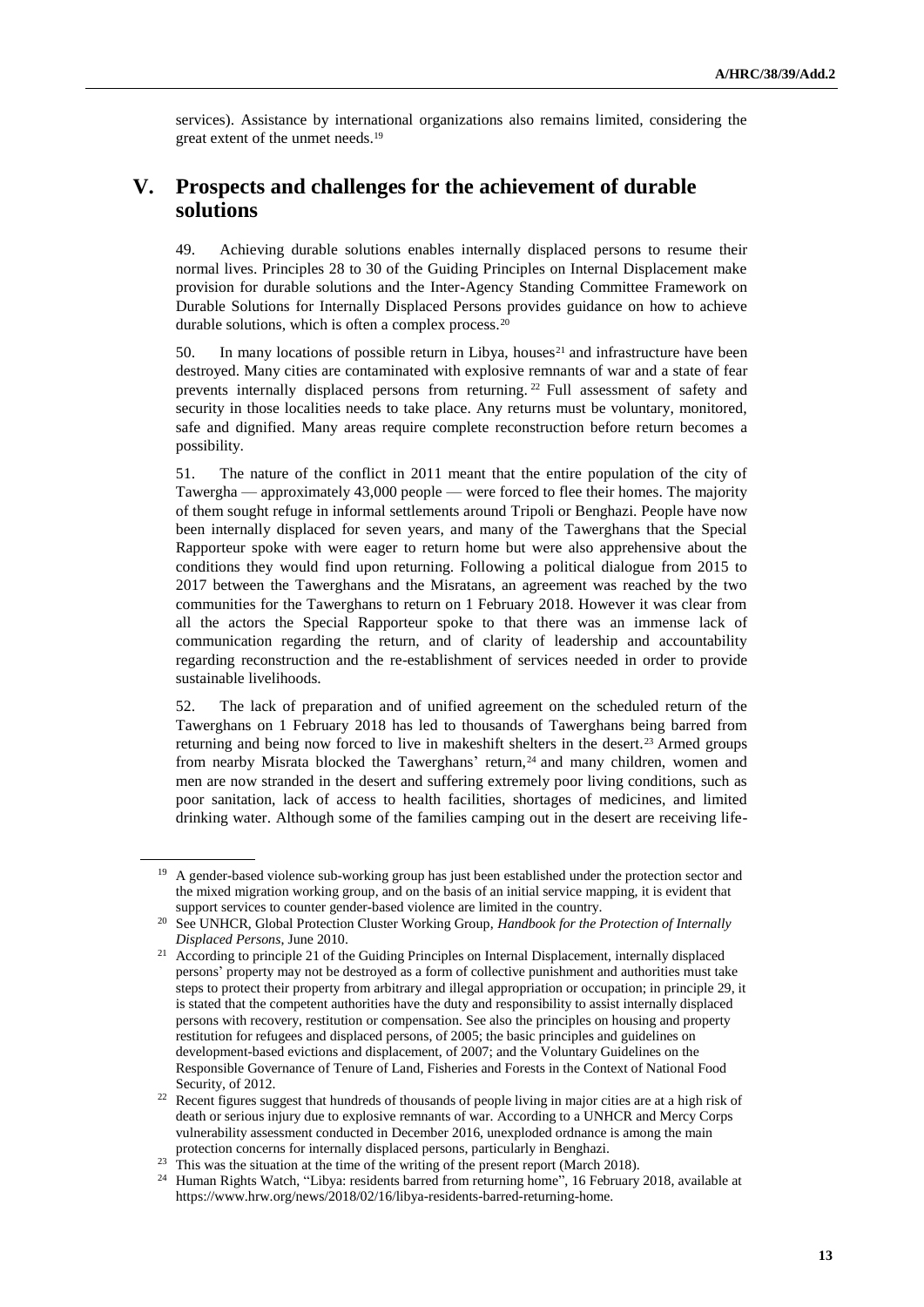services). Assistance by international organizations also remains limited, considering the great extent of the unmet needs.[19]

## V. Prospects and challenges for the achievement of durable solutions

49. Achieving durable solutions enables internally displaced persons to resume their normal lives. Principles 28 to 30 of the Guiding Principles on Internal Displacement make provision for durable solutions and the Inter-Agency Standing Committee Framework on Durable Solutions for Internally Displaced Persons provides guidance on how to achieve durable solutions, which is often a complex process.[20]

50. In many locations of possible return in Libya, houses[21] and infrastructure have been destroyed. Many cities are contaminated with explosive remnants of war and a state of fear prevents internally displaced persons from returning.[22] Full assessment of safety and security in those localities needs to take place. Any returns must be voluntary, monitored, safe and dignified. Many areas require complete reconstruction before return becomes a possibility.

51. The nature of the conflict in 2011 meant that the entire population of the city of Tawergha — approximately 43,000 people — were forced to flee their homes. The majority of them sought refuge in informal settlements around Tripoli or Benghazi. People have now been internally displaced for seven years, and many of the Tawerghans that the Special Rapporteur spoke with were eager to return home but were also apprehensive about the conditions they would find upon returning. Following a political dialogue from 2015 to 2017 between the Tawerghans and the Misratans, an agreement was reached by the two communities for the Tawerghans to return on 1 February 2018. However it was clear from all the actors the Special Rapporteur spoke to that there was an immense lack of communication regarding the return, and of clarity of leadership and accountability regarding reconstruction and the re-establishment of services needed in order to provide sustainable livelihoods.

52. The lack of preparation and of unified agreement on the scheduled return of the Tawerghans on 1 February 2018 has led to thousands of Tawerghans being barred from returning and being now forced to live in makeshift shelters in the desert.[23] Armed groups from nearby Misrata blocked the Tawerghans' return,[24] and many children, women and men are now stranded in the desert and suffering extremely poor living conditions, such as poor sanitation, lack of access to health facilities, shortages of medicines, and limited drinking water. Although some of the families camping out in the desert are receiving life-

---

[19] A gender-based violence sub-working group has just been established under the protection sector and the mixed migration working group, and on the basis of an initial service mapping, it is evident that support services to counter gender-based violence are limited in the country.

[20] See UNHCR, Global Protection Cluster Working Group, *Handbook for the Protection of Internally Displaced Persons*, June 2010.

[21] According to principle 21 of the Guiding Principles on Internal Displacement, internally displaced persons' property may not be destroyed as a form of collective punishment and authorities must take steps to protect their property from arbitrary and illegal appropriation or occupation; in principle 29, it is stated that the competent authorities have the duty and responsibility to assist internally displaced persons with recovery, restitution or compensation. See also the principles on housing and property restitution for refugees and displaced persons, of 2005; the basic principles and guidelines on development-based evictions and displacement, of 2007; and the Voluntary Guidelines on the Responsible Governance of Tenure of Land, Fisheries and Forests in the Context of National Food Security, of 2012.

[22] Recent figures suggest that hundreds of thousands of people living in major cities are at a high risk of death or serious injury due to explosive remnants of war. According to a UNHCR and Mercy Corps vulnerability assessment conducted in December 2016, unexploded ordnance is among the main protection concerns for internally displaced persons, particularly in Benghazi.

[23] This was the situation at the time of the writing of the present report (March 2018).

[24] Human Rights Watch, "Libya: residents barred from returning home", 16 February 2018, available at https://www.hrw.org/news/2018/02/16/libya-residents-barred-returning-home.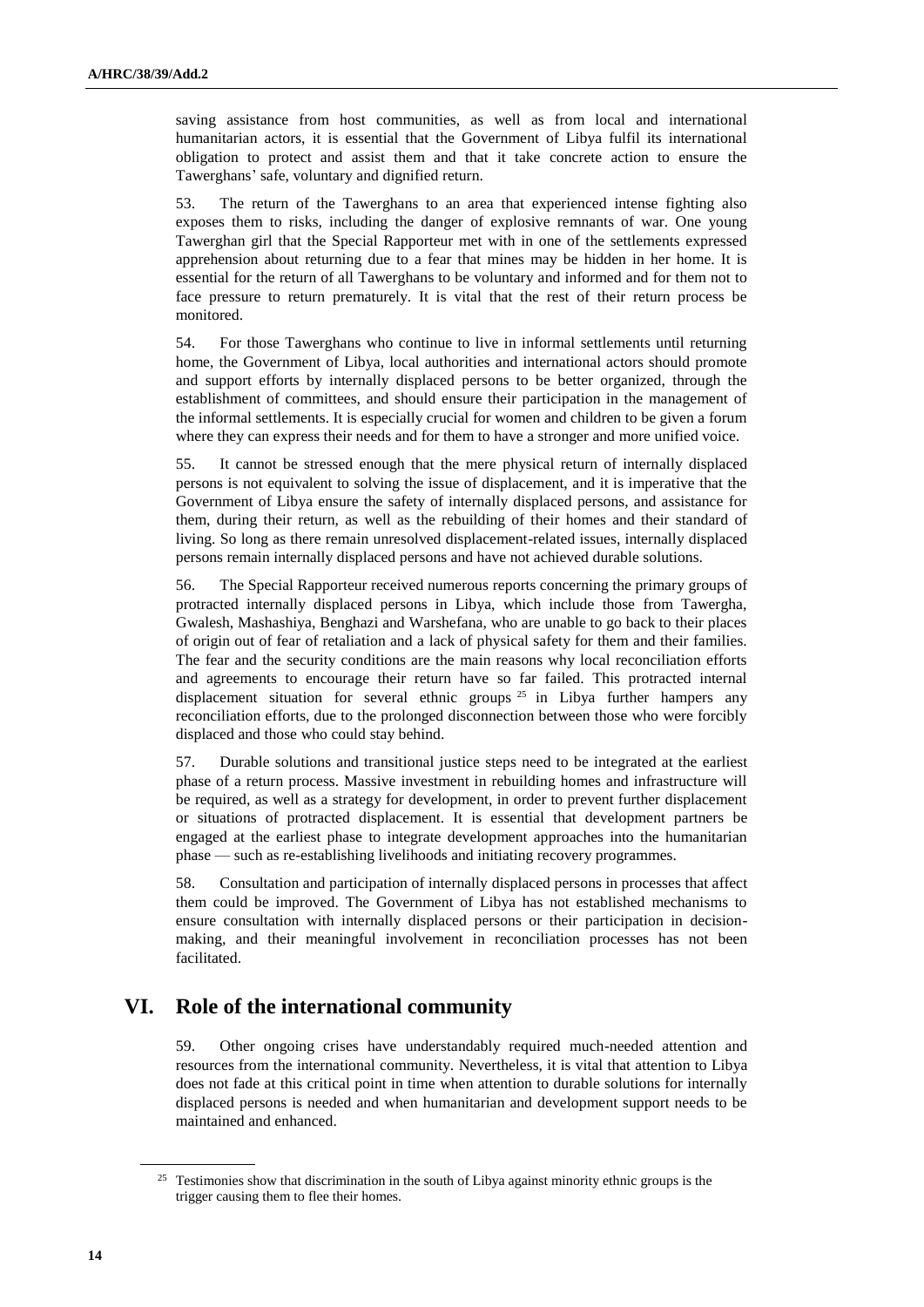saving assistance from host communities, as well as from local and international humanitarian actors, it is essential that the Government of Libya fulfil its international obligation to protect and assist them and that it take concrete action to ensure the Tawerghans' safe, voluntary and dignified return.

53. The return of the Tawerghans to an area that experienced intense fighting also exposes them to risks, including the danger of explosive remnants of war. One young Tawerghan girl that the Special Rapporteur met with in one of the settlements expressed apprehension about returning due to a fear that mines may be hidden in her home. It is essential for the return of all Tawerghans to be voluntary and informed and for them not to face pressure to return prematurely. It is vital that the rest of their return process be monitored.

54. For those Tawerghans who continue to live in informal settlements until returning home, the Government of Libya, local authorities and international actors should promote and support efforts by internally displaced persons to be better organized, through the establishment of committees, and should ensure their participation in the management of the informal settlements. It is especially crucial for women and children to be given a forum where they can express their needs and for them to have a stronger and more unified voice.

55. It cannot be stressed enough that the mere physical return of internally displaced persons is not equivalent to solving the issue of displacement, and it is imperative that the Government of Libya ensure the safety of internally displaced persons, and assistance for them, during their return, as well as the rebuilding of their homes and their standard of living. So long as there remain unresolved displacement-related issues, internally displaced persons remain internally displaced persons and have not achieved durable solutions.

56. The Special Rapporteur received numerous reports concerning the primary groups of protracted internally displaced persons in Libya, which include those from Tawergha, Gwalesh, Mashashiya, Benghazi and Warshefana, who are unable to go back to their places of origin out of fear of retaliation and a lack of physical safety for them and their families. The fear and the security conditions are the main reasons why local reconciliation efforts and agreements to encourage their return have so far failed. This protracted internal displacement situation for several ethnic groups [25] in Libya further hampers any reconciliation efforts, due to the prolonged disconnection between those who were forcibly displaced and those who could stay behind.

57. Durable solutions and transitional justice steps need to be integrated at the earliest phase of a return process. Massive investment in rebuilding homes and infrastructure will be required, as well as a strategy for development, in order to prevent further displacement or situations of protracted displacement. It is essential that development partners be engaged at the earliest phase to integrate development approaches into the humanitarian phase — such as re-establishing livelihoods and initiating recovery programmes.

58. Consultation and participation of internally displaced persons in processes that affect them could be improved. The Government of Libya has not established mechanisms to ensure consultation with internally displaced persons or their participation in decision-making, and their meaningful involvement in reconciliation processes has not been facilitated.

## VI. Role of the international community

59. Other ongoing crises have understandably required much-needed attention and resources from the international community. Nevertheless, it is vital that attention to Libya does not fade at this critical point in time when attention to durable solutions for internally displaced persons is needed and when humanitarian and development support needs to be maintained and enhanced.

[25] Testimonies show that discrimination in the south of Libya against minority ethnic groups is the trigger causing them to flee their homes.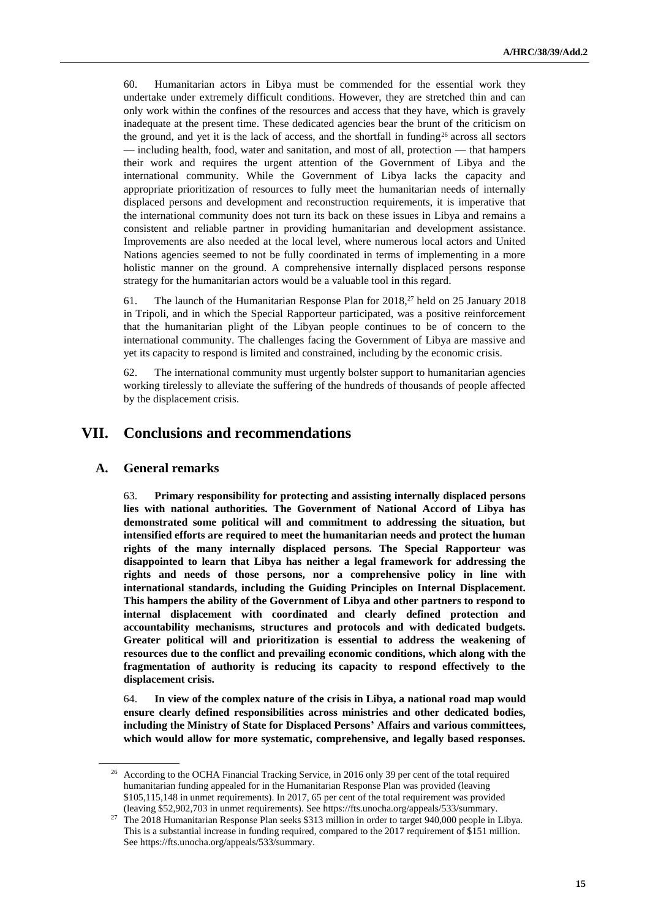60. Humanitarian actors in Libya must be commended for the essential work they undertake under extremely difficult conditions. However, they are stretched thin and can only work within the confines of the resources and access that they have, which is gravely inadequate at the present time. These dedicated agencies bear the brunt of the criticism on the ground, and yet it is the lack of access, and the shortfall in funding[26] across all sectors — including health, food, water and sanitation, and most of all, protection — that hampers their work and requires the urgent attention of the Government of Libya and the international community. While the Government of Libya lacks the capacity and appropriate prioritization of resources to fully meet the humanitarian needs of internally displaced persons and development and reconstruction requirements, it is imperative that the international community does not turn its back on these issues in Libya and remains a consistent and reliable partner in providing humanitarian and development assistance. Improvements are also needed at the local level, where numerous local actors and United Nations agencies seemed to not be fully coordinated in terms of implementing in a more holistic manner on the ground. A comprehensive internally displaced persons response strategy for the humanitarian actors would be a valuable tool in this regard.

61. The launch of the Humanitarian Response Plan for 2018,[27] held on 25 January 2018 in Tripoli, and in which the Special Rapporteur participated, was a positive reinforcement that the humanitarian plight of the Libyan people continues to be of concern to the international community. The challenges facing the Government of Libya are massive and yet its capacity to respond is limited and constrained, including by the economic crisis.

62. The international community must urgently bolster support to humanitarian agencies working tirelessly to alleviate the suffering of the hundreds of thousands of people affected by the displacement crisis.

# VII. Conclusions and recommendations

## A. General remarks

63. **Primary responsibility for protecting and assisting internally displaced persons lies with national authorities. The Government of National Accord of Libya has demonstrated some political will and commitment to addressing the situation, but intensified efforts are required to meet the humanitarian needs and protect the human rights of the many internally displaced persons. The Special Rapporteur was disappointed to learn that Libya has neither a legal framework for addressing the rights and needs of those persons, nor a comprehensive policy in line with international standards, including the Guiding Principles on Internal Displacement. This hampers the ability of the Government of Libya and other partners to respond to internal displacement with coordinated and clearly defined protection and accountability mechanisms, structures and protocols and with dedicated budgets. Greater political will and prioritization is essential to address the weakening of resources due to the conflict and prevailing economic conditions, which along with the fragmentation of authority is reducing its capacity to respond effectively to the displacement crisis.**

64. **In view of the complex nature of the crisis in Libya, a national road map would ensure clearly defined responsibilities across ministries and other dedicated bodies, including the Ministry of State for Displaced Persons' Affairs and various committees, which would allow for more systematic, comprehensive, and legally based responses.**

---

[26] According to the OCHA Financial Tracking Service, in 2016 only 39 per cent of the total required humanitarian funding appealed for in the Humanitarian Response Plan was provided (leaving $105,115,148 in unmet requirements). In 2017, 65 per cent of the total requirement was provided (leaving $52,902,703 in unmet requirements). See https://fts.unocha.org/appeals/533/summary.

[27] The 2018 Humanitarian Response Plan seeks $313 million in order to target 940,000 people in Libya. This is a substantial increase in funding required, compared to the 2017 requirement of $151 million. See https://fts.unocha.org/appeals/533/summary.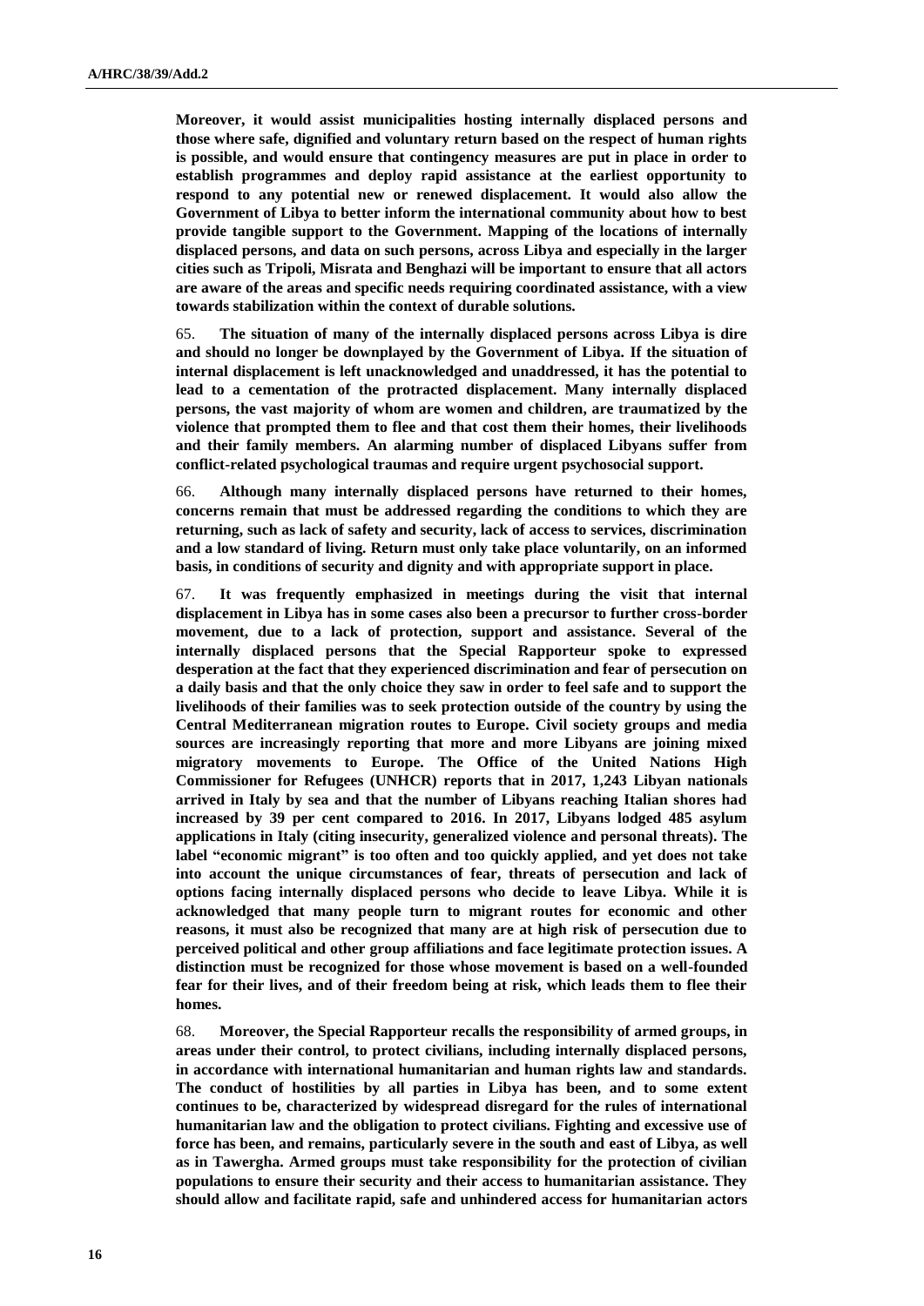**Moreover, it would assist municipalities hosting internally displaced persons and those where safe, dignified and voluntary return based on the respect of human rights is possible, and would ensure that contingency measures are put in place in order to establish programmes and deploy rapid assistance at the earliest opportunity to respond to any potential new or renewed displacement. It would also allow the Government of Libya to better inform the international community about how to best provide tangible support to the Government. Mapping of the locations of internally displaced persons, and data on such persons, across Libya and especially in the larger cities such as Tripoli, Misrata and Benghazi will be important to ensure that all actors are aware of the areas and specific needs requiring coordinated assistance, with a view towards stabilization within the context of durable solutions.**

65. **The situation of many of the internally displaced persons across Libya is dire and should no longer be downplayed by the Government of Libya. If the situation of internal displacement is left unacknowledged and unaddressed, it has the potential to lead to a cementation of the protracted displacement. Many internally displaced persons, the vast majority of whom are women and children, are traumatized by the violence that prompted them to flee and that cost them their homes, their livelihoods and their family members. An alarming number of displaced Libyans suffer from conflict-related psychological traumas and require urgent psychosocial support.**

66. **Although many internally displaced persons have returned to their homes, concerns remain that must be addressed regarding the conditions to which they are returning, such as lack of safety and security, lack of access to services, discrimination and a low standard of living. Return must only take place voluntarily, on an informed basis, in conditions of security and dignity and with appropriate support in place.**

67. **It was frequently emphasized in meetings during the visit that internal displacement in Libya has in some cases also been a precursor to further cross-border movement, due to a lack of protection, support and assistance. Several of the internally displaced persons that the Special Rapporteur spoke to expressed desperation at the fact that they experienced discrimination and fear of persecution on a daily basis and that the only choice they saw in order to feel safe and to support the livelihoods of their families was to seek protection outside of the country by using the Central Mediterranean migration routes to Europe. Civil society groups and media sources are increasingly reporting that more and more Libyans are joining mixed migratory movements to Europe. The Office of the United Nations High Commissioner for Refugees (UNHCR) reports that in 2017, 1,243 Libyan nationals arrived in Italy by sea and that the number of Libyans reaching Italian shores had increased by 39 per cent compared to 2016. In 2017, Libyans lodged 485 asylum applications in Italy (citing insecurity, generalized violence and personal threats). The label "economic migrant" is too often and too quickly applied, and yet does not take into account the unique circumstances of fear, threats of persecution and lack of options facing internally displaced persons who decide to leave Libya. While it is acknowledged that many people turn to migrant routes for economic and other reasons, it must also be recognized that many are at high risk of persecution due to perceived political and other group affiliations and face legitimate protection issues. A distinction must be recognized for those whose movement is based on a well-founded fear for their lives, and of their freedom being at risk, which leads them to flee their homes.**

68. **Moreover, the Special Rapporteur recalls the responsibility of armed groups, in areas under their control, to protect civilians, including internally displaced persons, in accordance with international humanitarian and human rights law and standards. The conduct of hostilities by all parties in Libya has been, and to some extent continues to be, characterized by widespread disregard for the rules of international humanitarian law and the obligation to protect civilians. Fighting and excessive use of force has been, and remains, particularly severe in the south and east of Libya, as well as in Tawergha. Armed groups must take responsibility for the protection of civilian populations to ensure their security and their access to humanitarian assistance. They should allow and facilitate rapid, safe and unhindered access for humanitarian actors**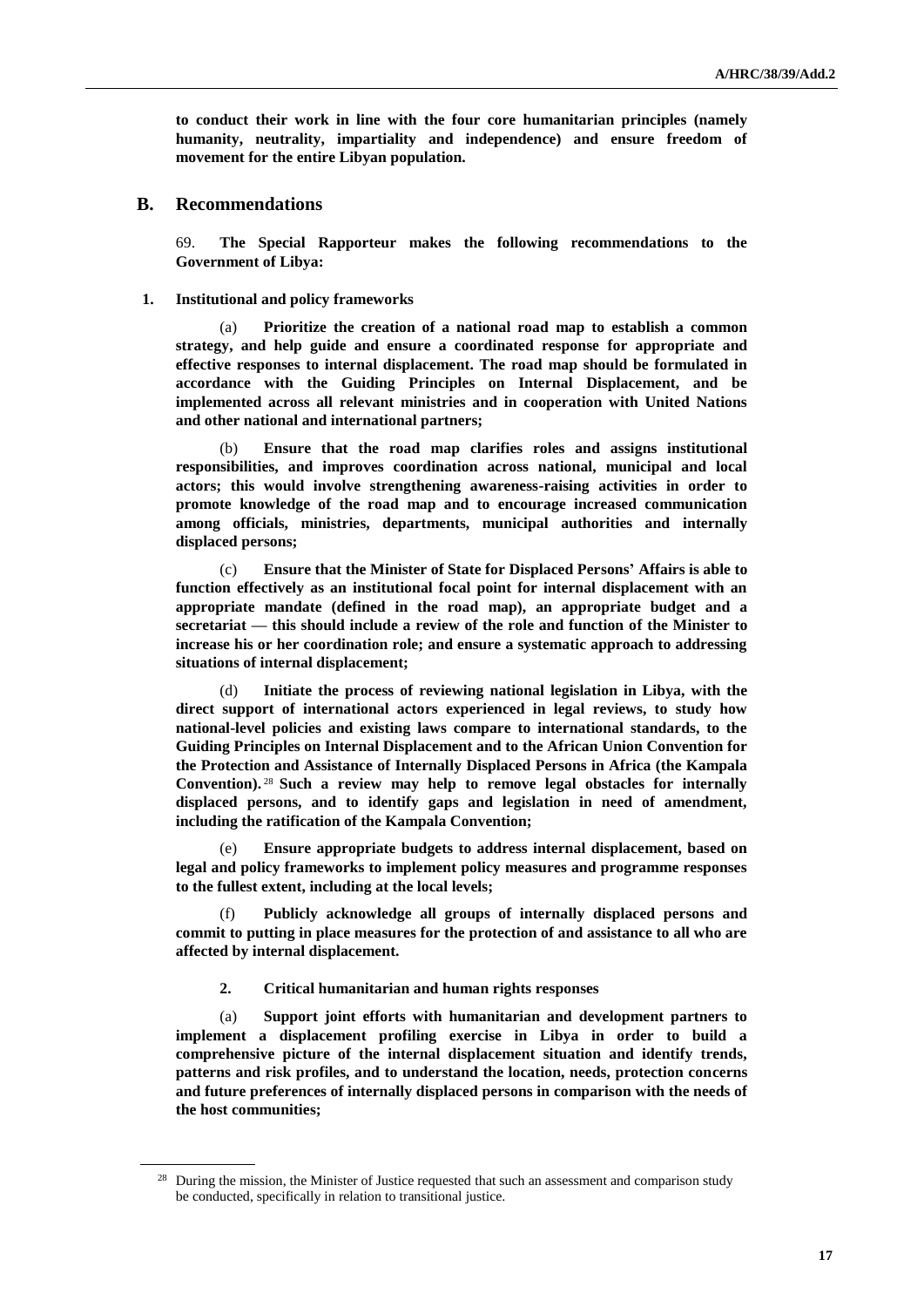**to conduct their work in line with the four core humanitarian principles (namely humanity, neutrality, impartiality and independence) and ensure freedom of movement for the entire Libyan population.**

## B. Recommendations

69. **The Special Rapporteur makes the following recommendations to the Government of Libya:**

### 1. Institutional and policy frameworks

(a) **Prioritize the creation of a national road map to establish a common strategy, and help guide and ensure a coordinated response for appropriate and effective responses to internal displacement. The road map should be formulated in accordance with the Guiding Principles on Internal Displacement, and be implemented across all relevant ministries and in cooperation with United Nations and other national and international partners;**

(b) **Ensure that the road map clarifies roles and assigns institutional responsibilities, and improves coordination across national, municipal and local actors; this would involve strengthening awareness-raising activities in order to promote knowledge of the road map and to encourage increased communication among officials, ministries, departments, municipal authorities and internally displaced persons;**

(c) **Ensure that the Minister of State for Displaced Persons' Affairs is able to function effectively as an institutional focal point for internal displacement with an appropriate mandate (defined in the road map), an appropriate budget and a secretariat — this should include a review of the role and function of the Minister to increase his or her coordination role; and ensure a systematic approach to addressing situations of internal displacement;**

(d) **Initiate the process of reviewing national legislation in Libya, with the direct support of international actors experienced in legal reviews, to study how national-level policies and existing laws compare to international standards, to the Guiding Principles on Internal Displacement and to the African Union Convention for the Protection and Assistance of Internally Displaced Persons in Africa (the Kampala Convention).**[28] **Such a review may help to remove legal obstacles for internally displaced persons, and to identify gaps and legislation in need of amendment, including the ratification of the Kampala Convention;**

(e) **Ensure appropriate budgets to address internal displacement, based on legal and policy frameworks to implement policy measures and programme responses to the fullest extent, including at the local levels;**

(f) **Publicly acknowledge all groups of internally displaced persons and commit to putting in place measures for the protection of and assistance to all who are affected by internal displacement.**

### 2. Critical humanitarian and human rights responses

(a) **Support joint efforts with humanitarian and development partners to implement a displacement profiling exercise in Libya in order to build a comprehensive picture of the internal displacement situation and identify trends, patterns and risk profiles, and to understand the location, needs, protection concerns and future preferences of internally displaced persons in comparison with the needs of the host communities;**

---

[28] During the mission, the Minister of Justice requested that such an assessment and comparison study be conducted, specifically in relation to transitional justice.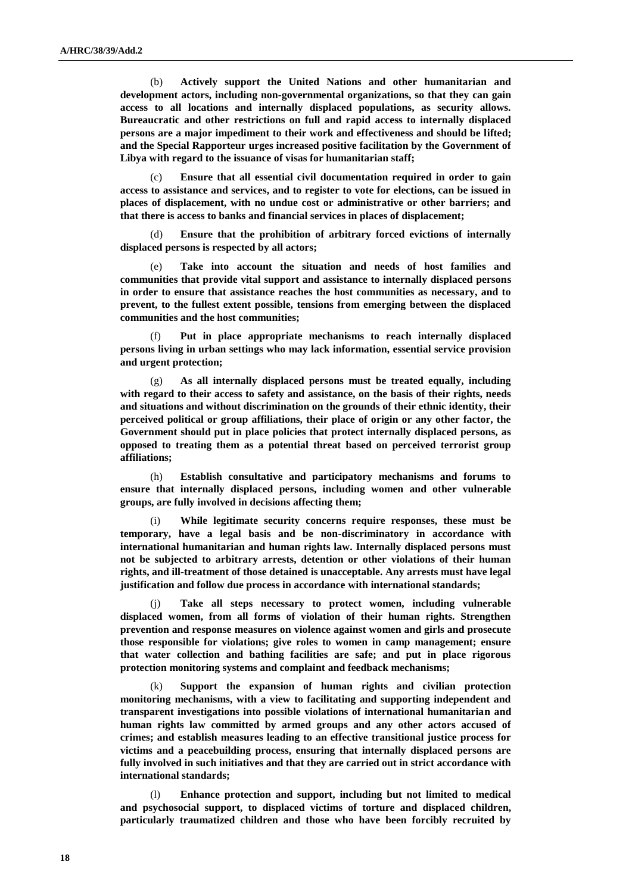(b) **Actively support the United Nations and other humanitarian and development actors, including non-governmental organizations, so that they can gain access to all locations and internally displaced populations, as security allows. Bureaucratic and other restrictions on full and rapid access to internally displaced persons are a major impediment to their work and effectiveness and should be lifted; and the Special Rapporteur urges increased positive facilitation by the Government of Libya with regard to the issuance of visas for humanitarian staff;**

(c) **Ensure that all essential civil documentation required in order to gain access to assistance and services, and to register to vote for elections, can be issued in places of displacement, with no undue cost or administrative or other barriers; and that there is access to banks and financial services in places of displacement;**

(d) **Ensure that the prohibition of arbitrary forced evictions of internally displaced persons is respected by all actors;**

(e) **Take into account the situation and needs of host families and communities that provide vital support and assistance to internally displaced persons in order to ensure that assistance reaches the host communities as necessary, and to prevent, to the fullest extent possible, tensions from emerging between the displaced communities and the host communities;**

(f) **Put in place appropriate mechanisms to reach internally displaced persons living in urban settings who may lack information, essential service provision and urgent protection;**

(g) **As all internally displaced persons must be treated equally, including with regard to their access to safety and assistance, on the basis of their rights, needs and situations and without discrimination on the grounds of their ethnic identity, their perceived political or group affiliations, their place of origin or any other factor, the Government should put in place policies that protect internally displaced persons, as opposed to treating them as a potential threat based on perceived terrorist group affiliations;**

(h) **Establish consultative and participatory mechanisms and forums to ensure that internally displaced persons, including women and other vulnerable groups, are fully involved in decisions affecting them;**

(i) **While legitimate security concerns require responses, these must be temporary, have a legal basis and be non-discriminatory in accordance with international humanitarian and human rights law. Internally displaced persons must not be subjected to arbitrary arrests, detention or other violations of their human rights, and ill-treatment of those detained is unacceptable. Any arrests must have legal justification and follow due process in accordance with international standards;**

(j) **Take all steps necessary to protect women, including vulnerable displaced women, from all forms of violation of their human rights. Strengthen prevention and response measures on violence against women and girls and prosecute those responsible for violations; give roles to women in camp management; ensure that water collection and bathing facilities are safe; and put in place rigorous protection monitoring systems and complaint and feedback mechanisms;**

(k) **Support the expansion of human rights and civilian protection monitoring mechanisms, with a view to facilitating and supporting independent and transparent investigations into possible violations of international humanitarian and human rights law committed by armed groups and any other actors accused of crimes; and establish measures leading to an effective transitional justice process for victims and a peacebuilding process, ensuring that internally displaced persons are fully involved in such initiatives and that they are carried out in strict accordance with international standards;**

(l) **Enhance protection and support, including but not limited to medical and psychosocial support, to displaced victims of torture and displaced children, particularly traumatized children and those who have been forcibly recruited by**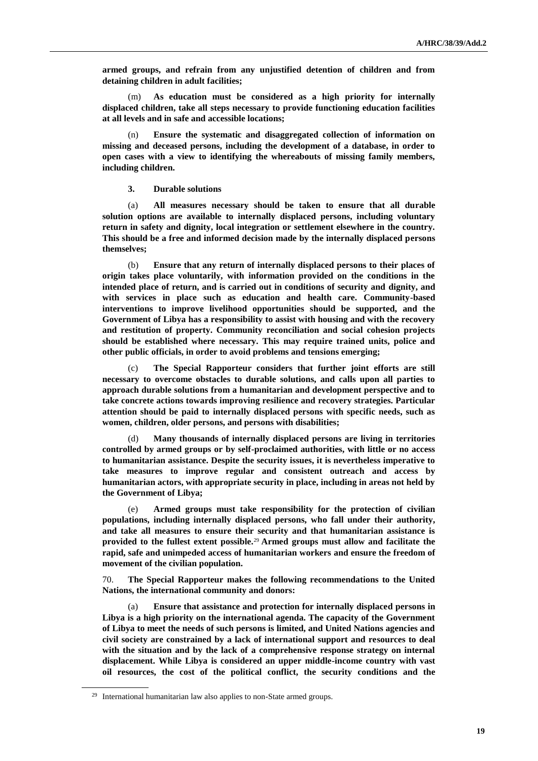**armed groups, and refrain from any unjustified detention of children and from detaining children in adult facilities;**

(m) **As education must be considered as a high priority for internally displaced children, take all steps necessary to provide functioning education facilities at all levels and in safe and accessible locations;**

(n) **Ensure the systematic and disaggregated collection of information on missing and deceased persons, including the development of a database, in order to open cases with a view to identifying the whereabouts of missing family members, including children.**

#### 3. Durable solutions

(a) **All measures necessary should be taken to ensure that all durable solution options are available to internally displaced persons, including voluntary return in safety and dignity, local integration or settlement elsewhere in the country. This should be a free and informed decision made by the internally displaced persons themselves;**

(b) **Ensure that any return of internally displaced persons to their places of origin takes place voluntarily, with information provided on the conditions in the intended place of return, and is carried out in conditions of security and dignity, and with services in place such as education and health care. Community-based interventions to improve livelihood opportunities should be supported, and the Government of Libya has a responsibility to assist with housing and with the recovery and restitution of property. Community reconciliation and social cohesion projects should be established where necessary. This may require trained units, police and other public officials, in order to avoid problems and tensions emerging;**

(c) **The Special Rapporteur considers that further joint efforts are still necessary to overcome obstacles to durable solutions, and calls upon all parties to approach durable solutions from a humanitarian and development perspective and to take concrete actions towards improving resilience and recovery strategies. Particular attention should be paid to internally displaced persons with specific needs, such as women, children, older persons, and persons with disabilities;**

(d) **Many thousands of internally displaced persons are living in territories controlled by armed groups or by self-proclaimed authorities, with little or no access to humanitarian assistance. Despite the security issues, it is nevertheless imperative to take measures to improve regular and consistent outreach and access by humanitarian actors, with appropriate security in place, including in areas not held by the Government of Libya;**

(e) **Armed groups must take responsibility for the protection of civilian populations, including internally displaced persons, who fall under their authority, and take all measures to ensure their security and that humanitarian assistance is provided to the fullest extent possible.**[29] **Armed groups must allow and facilitate the rapid, safe and unimpeded access of humanitarian workers and ensure the freedom of movement of the civilian population.**

70. **The Special Rapporteur makes the following recommendations to the United Nations, the international community and donors:**

(a) **Ensure that assistance and protection for internally displaced persons in Libya is a high priority on the international agenda. The capacity of the Government of Libya to meet the needs of such persons is limited, and United Nations agencies and civil society are constrained by a lack of international support and resources to deal with the situation and by the lack of a comprehensive response strategy on internal displacement. While Libya is considered an upper middle-income country with vast oil resources, the cost of the political conflict, the security conditions and the**

---

[29] International humanitarian law also applies to non-State armed groups.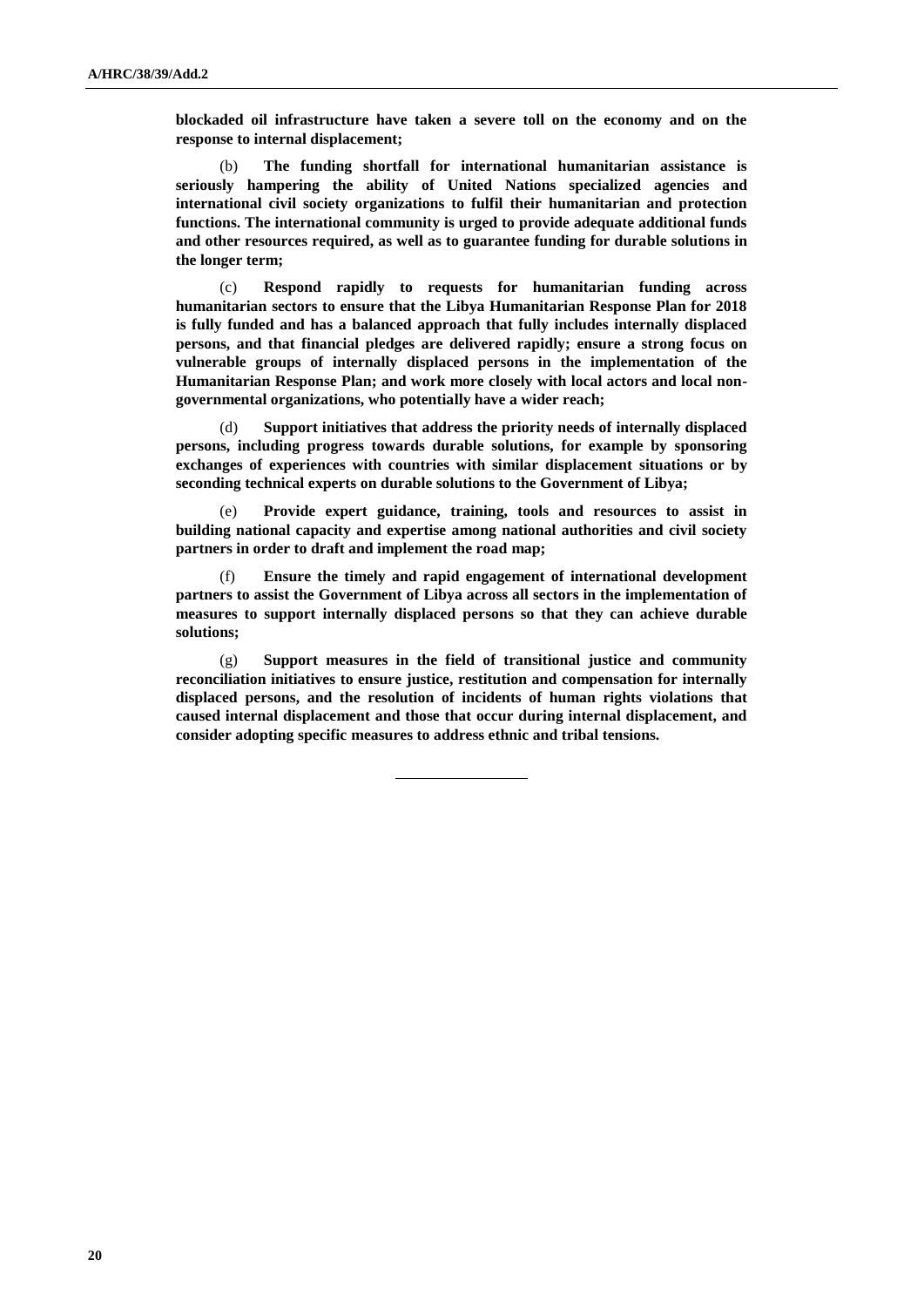**blockaded oil infrastructure have taken a severe toll on the economy and on the response to internal displacement;**

(b) **The funding shortfall for international humanitarian assistance is seriously hampering the ability of United Nations specialized agencies and international civil society organizations to fulfil their humanitarian and protection functions. The international community is urged to provide adequate additional funds and other resources required, as well as to guarantee funding for durable solutions in the longer term;**

(c) **Respond rapidly to requests for humanitarian funding across humanitarian sectors to ensure that the Libya Humanitarian Response Plan for 2018 is fully funded and has a balanced approach that fully includes internally displaced persons, and that financial pledges are delivered rapidly; ensure a strong focus on vulnerable groups of internally displaced persons in the implementation of the Humanitarian Response Plan; and work more closely with local actors and local non-governmental organizations, who potentially have a wider reach;**

(d) **Support initiatives that address the priority needs of internally displaced persons, including progress towards durable solutions, for example by sponsoring exchanges of experiences with countries with similar displacement situations or by seconding technical experts on durable solutions to the Government of Libya;**

(e) **Provide expert guidance, training, tools and resources to assist in building national capacity and expertise among national authorities and civil society partners in order to draft and implement the road map;**

(f) **Ensure the timely and rapid engagement of international development partners to assist the Government of Libya across all sectors in the implementation of measures to support internally displaced persons so that they can achieve durable solutions;**

(g) **Support measures in the field of transitional justice and community reconciliation initiatives to ensure justice, restitution and compensation for internally displaced persons, and the resolution of incidents of human rights violations that caused internal displacement and those that occur during internal displacement, and consider adopting specific measures to address ethnic and tribal tensions.**